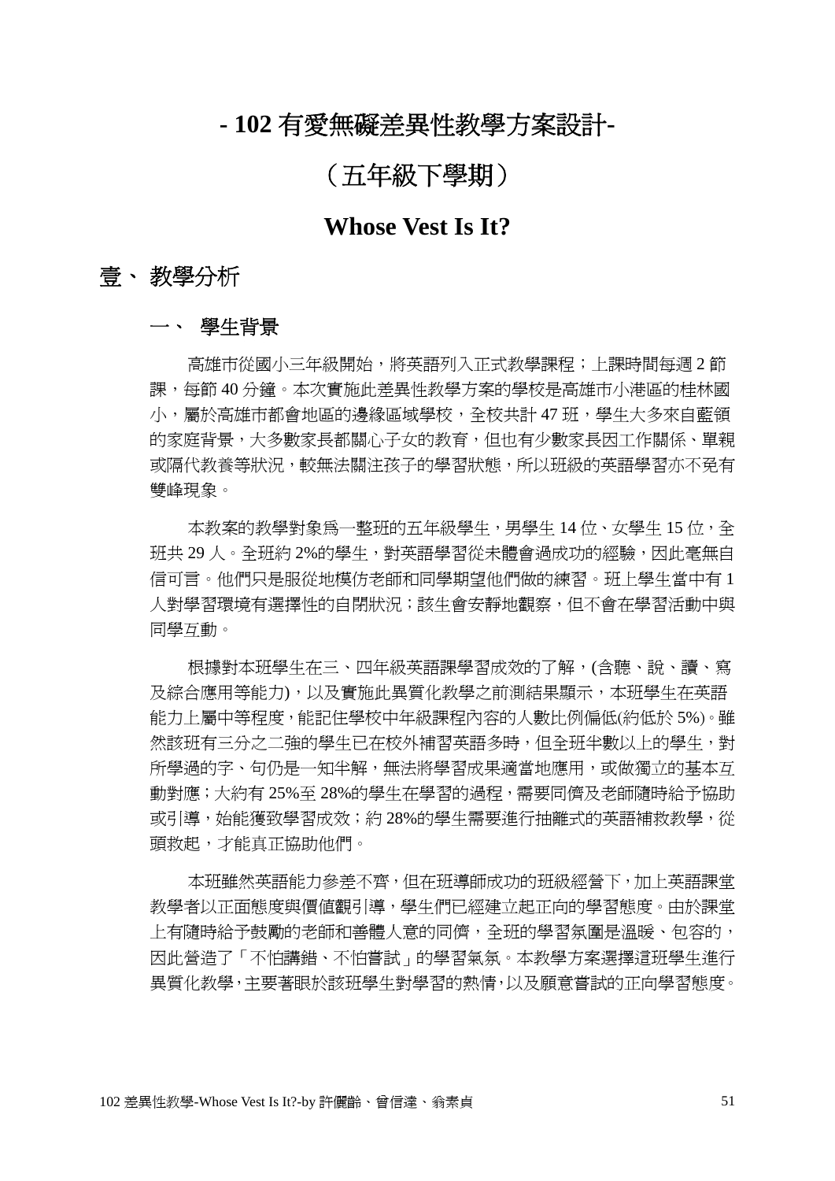# - 102 有愛無礙差異性教學方案設計-

# （五年級下學期）

# Whose Vest Is It?

## 壹、 教學分析

### 一、 學生背景

高雄市從國小三年級開始，將英語列入正式教學課程；上課時間每週 2 節課，每節 40 分鐘。本次實施此差異性教學方案的學校是高雄市小港區的桂林國小，屬於高雄市都會地區的邊緣區域學校，全校共計 47 班，學生大多來自藍領的家庭背景，大多數家長都關心子女的教育，但也有少數家長因工作關係、單親或隔代教養等狀況，較無法關注孩子的學習狀態，所以班級的英語學習亦不免有雙峰現象。

本教案的教學對象爲一整班的五年級學生，男學生 14 位、女學生 15 位，全班共 29 人。全班約 2%的學生，對英語學習從未體會過成功的經驗，因此毫無自信可言。他們只是服從地模仿老師和同學期望他們做的練習。班上學生當中有 1 人對學習環境有選擇性的自閉狀況；該生會安靜地觀察，但不會在學習活動中與同學互動。

根據對本班學生在三、四年級英語課學習成效的了解，(含聽、說、讀、寫及綜合應用等能力)，以及實施此異質化教學之前測結果顯示，本班學生在英語能力上屬中等程度，能記住學校中年級課程內容的人數比例偏低(約低於 5%)。雖然該班有三分之二強的學生已在校外補習英語多時，但全班半數以上的學生，對所學過的字、句仍是一知半解，無法將學習成果適當地應用，或做獨立的基本互動對應；大約有 25%至 28%的學生在學習的過程，需要同儕及老師隨時給予協助或引導，始能獲致學習成效；約 28%的學生需要進行抽離式的英語補救教學，從頭救起，才能真正協助他們。

本班雖然英語能力參差不齊，但在班導師成功的班級經營下，加上英語課堂教學者以正面態度與價值觀引導，學生們已經建立起正向的學習態度。由於課堂上有隨時給予鼓勵的老師和善體人意的同儕，全班的學習氛圍是溫暖、包容的，因此營造了「不怕講錯、不怕嘗試」的學習氣氛。本教學方案選擇這班學生進行異質化教學，主要著眼於該班學生對學習的熱情，以及願意嘗試的正向學習態度。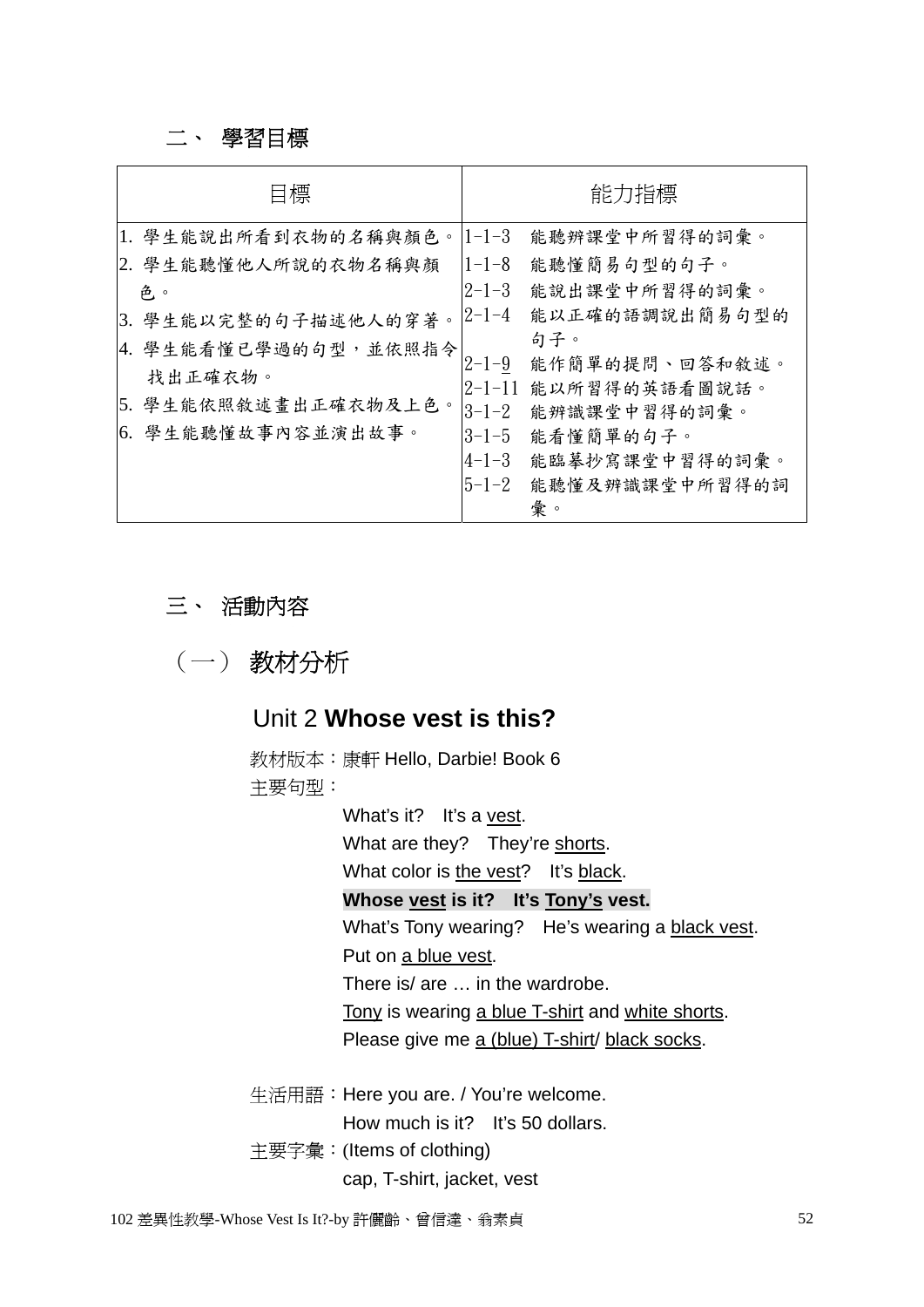## 二、 學習目標

| 目標 | 能力指標 |
|---|---|
| 1. 學生能說出所看到衣物的名稱與顏色。<br>2. 學生能聽懂他人所說的衣物名稱與顏色。<br>3. 學生能以完整的句子描述他人的穿著。<br>4. 學生能看懂已學過的句型，並依照指令找出正確衣物。<br>5. 學生能依照敘述畫出正確衣物及上色。<br>6. 學生能聽懂故事內容並演出故事。 | 1-1-3 能聽辨課堂中所習得的詞彙。<br>1-1-8 能聽懂簡易句型的句子。<br>2-1-3 能說出課堂中所習得的詞彙。<br>2-1-4 能以正確的語調說出簡易句型的句子。<br>2-1-9 能作簡單的提問、回答和敘述。<br>2-1-11 能以所習得的英語看圖說話。<br>3-1-2 能辨識課堂中習得的詞彙。<br>3-1-5 能看懂簡單的句子。<br>4-1-3 能臨摹抄寫課堂中習得的詞彙。<br>5-1-2 能聽懂及辨識課堂中所習得的詞彙。 |

## 三、 活動內容

### （一） 教材分析

#### Unit 2 **Whose vest is this?**

教材版本：康軒 Hello, Darbie! Book 6

主要句型：

What's it? It's a vest.
What are they? They're shorts.
What color is the vest? It's black.
**Whose vest is it? It's Tony's vest.**
What's Tony wearing? He's wearing a black vest.
Put on a blue vest.
There is/ are … in the wardrobe.
Tony is wearing a blue T-shirt and white shorts.
Please give me a (blue) T-shirt/ black socks.

生活用語：Here you are. / You're welcome.
How much is it? It's 50 dollars.

主要字彙：(Items of clothing)
cap, T-shirt, jacket, vest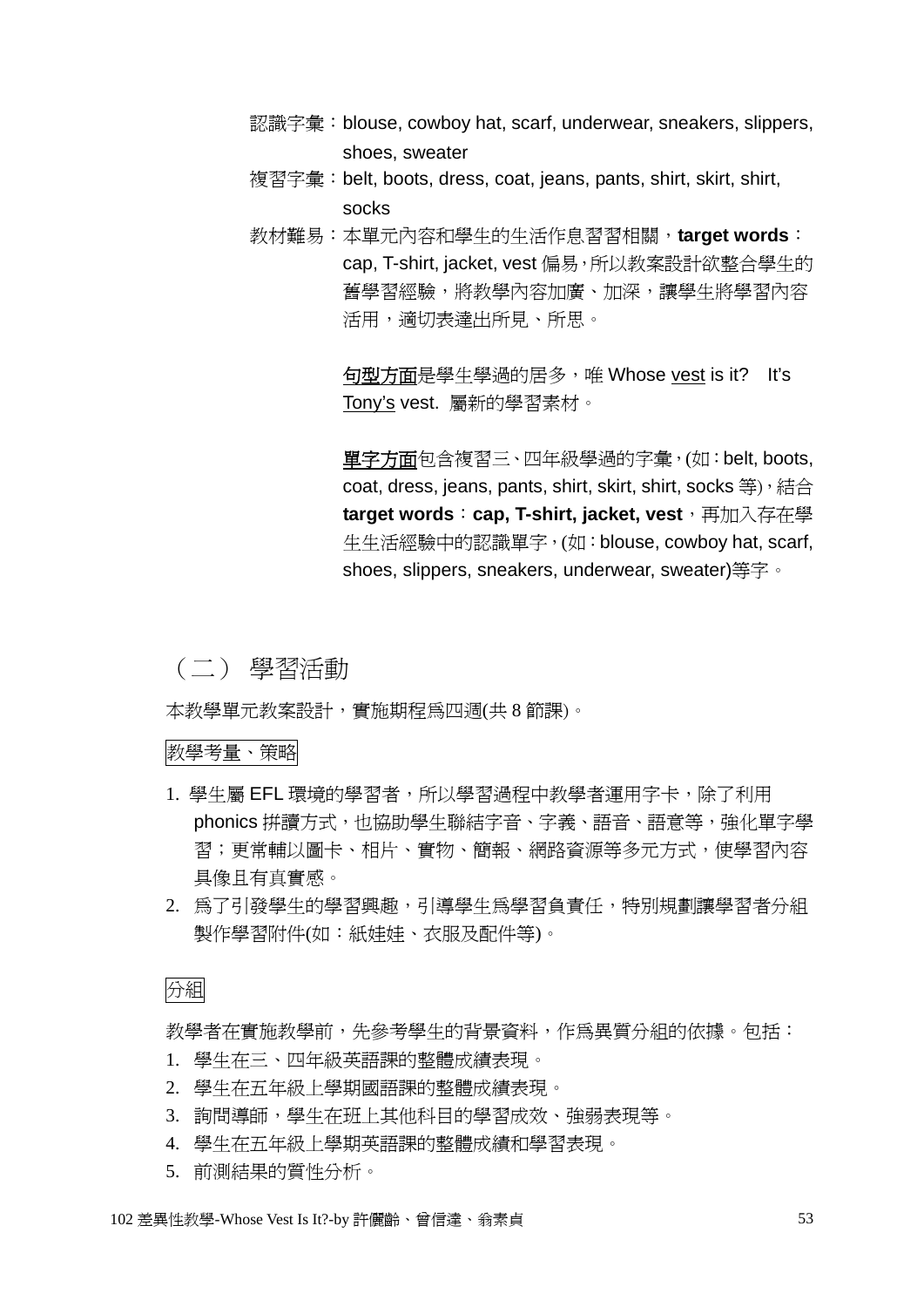認識字彙：blouse, cowboy hat, scarf, underwear, sneakers, slippers, shoes, sweater

複習字彙：belt, boots, dress, coat, jeans, pants, shirt, skirt, shirt, socks

教材難易：本單元內容和學生的生活作息習習相關，**target words**：cap, T-shirt, jacket, vest 偏易，所以教案設計欲整合學生的舊學習經驗，將教學內容加廣、加深，讓學生將學習內容活用，適切表達出所見、所思。

<u>**句型方面**</u>是學生學過的居多，唯 Whose <u>vest</u> is it?　It's <u>Tony's</u> vest.  屬新的學習素材。

<u>**單字方面**</u>包含複習三、四年級學過的字彙，(如：belt, boots, coat, dress, jeans, pants, shirt, skirt, shirt, socks 等)，結合 **target words**：**cap, T-shirt, jacket, vest**，再加入存在學生生活經驗中的認識單字，(如：blouse, cowboy hat, scarf, shoes, slippers, sneakers, underwear, sweater)等字。

## （二） 學習活動

本教學單元教案設計，實施期程為四週(共 8 節課)。

教學考量、策略

1. 學生屬 EFL 環境的學習者，所以學習過程中教學者運用字卡，除了利用 phonics 拼讀方式，也協助學生聯結字音、字義、語音、語意等，強化單字學習；更常輔以圖卡、相片、實物、簡報、網路資源等多元方式，使學習內容具像且有真實感。
2. 為了引發學生的學習興趣，引導學生為學習負責任，特別規劃讓學習者分組製作學習附件(如：紙娃娃、衣服及配件等)。

分組

教學者在實施教學前，先參考學生的背景資料，作為異質分組的依據。包括：

1. 學生在三、四年級英語課的整體成績表現。
2. 學生在五年級上學期國語課的整體成績表現。
3. 詢問導師，學生在班上其他科目的學習成效、強弱表現等。
4. 學生在五年級上學期英語課的整體成績和學習表現。
5. 前測結果的質性分析。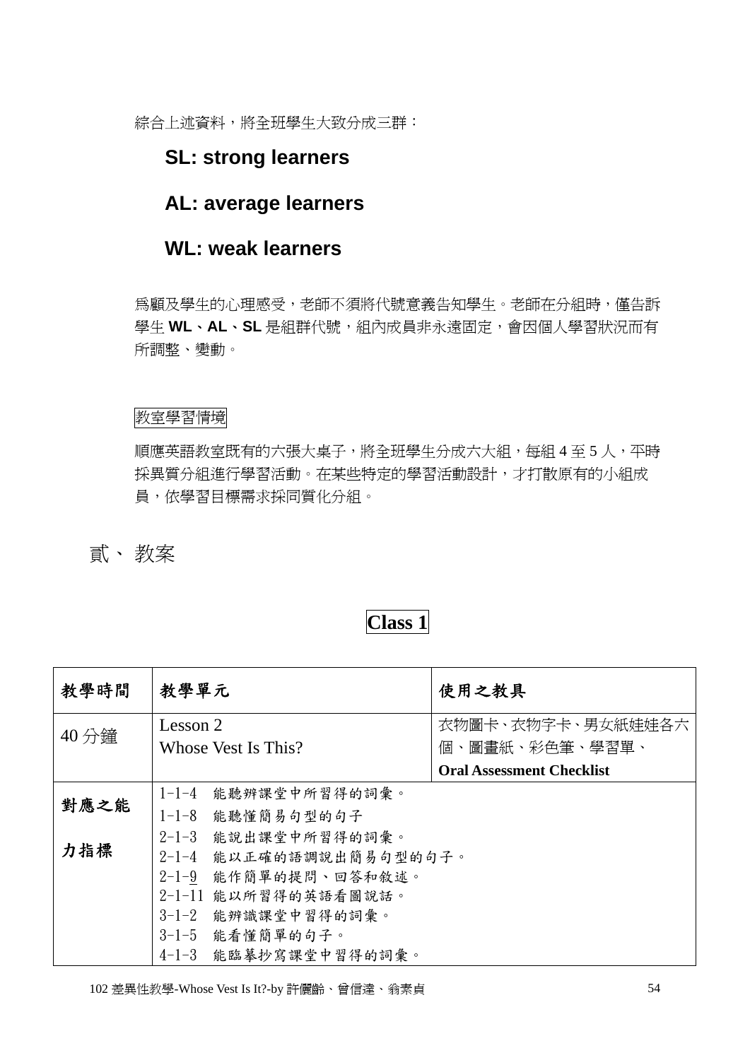綜合上述資料，將全班學生大致分成三群：

**SL: strong learners**

**AL: average learners**

**WL: weak learners**

為顧及學生的心理感受，老師不須將代號意義告知學生。老師在分組時，僅告訴學生 **WL**、**AL**、**SL** 是組群代號，組內成員非永遠固定，會因個人學習狀況而有所調整、變動。

教室學習情境

順應英語教室既有的六張大桌子，將全班學生分成六大組，每組 4 至 5 人，平時採異質分組進行學習活動。在某些特定的學習活動設計，才打散原有的小組成員，依學習目標需求採同質化分組。

## 貳、 教案

### Class 1

| 教學時間 | 教學單元 | 使用之教具 |
|---|---|---|
| 40 分鐘 | Lesson 2<br>Whose Vest Is This? | 衣物圖卡、衣物字卡、男女紙娃娃各六個、圖畫紙、彩色筆、學習單、**Oral Assessment Checklist** |
| 對應之能力指標 | 1-1-4 能聽辨課堂中所習得的詞彙。<br>1-1-8 能聽懂簡易句型的句子<br>2-1-3 能說出課堂中所習得的詞彙。<br>2-1-4 能以正確的語調說出簡易句型的句子。<br>2-1-9 能作簡單的提問、回答和敘述。<br>2-1-11 能以所習得的英語看圖說話。<br>3-1-2 能辨識課堂中習得的詞彙。<br>3-1-5 能看懂簡單的句子。<br>4-1-3 能臨摹抄寫課堂中習得的詞彙。 | |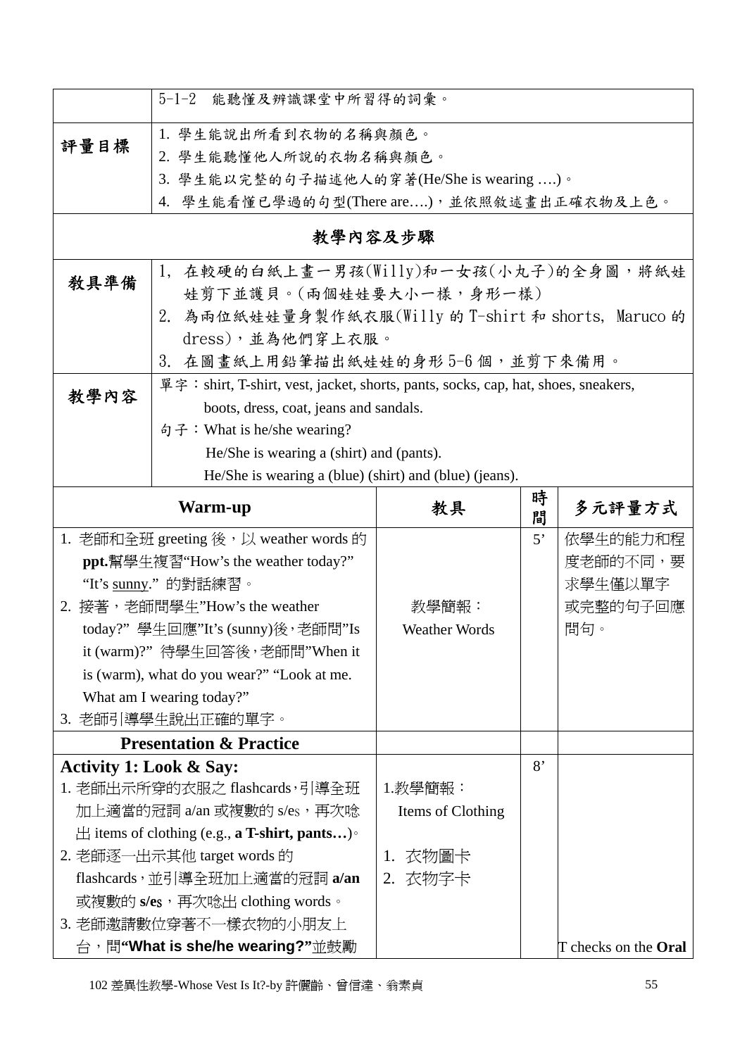| | | | | |
|---|---|---|---|---|
| | 5-1-2　能聽懂及辨識課堂中所習得的詞彙。 | | | |
| 評量目標 | 1. 學生能說出所看到衣物的名稱與顏色。<br>2. 學生能聽懂他人所說的衣物名稱與顏色。<br>3. 學生能以完整的句子描述他人的穿著(He/She is wearing ….)。<br>4. 學生能看懂已學過的句型(There are….)，並依照敘述畫出正確衣物及上色。 | | | |
| **教學內容及步驟** | | | | |
| 教具準備 | 1, 在較硬的白紙上畫一男孩(Willy)和一女孩(小丸子)的全身圖，將紙娃娃剪下並護貝。(兩個娃娃要大小一樣，身形一樣)<br>2. 為兩位紙娃娃量身製作紙衣服(Willy 的 T-shirt 和 shorts, Maruco 的 dress)，並為他們穿上衣服。<br>3. 在圖畫紙上用鉛筆描出紙娃娃的身形 5-6 個，並剪下來備用。 | | | |
| 教學內容 | 單字：shirt, T-shirt, vest, jacket, shorts, pants, socks, cap, hat, shoes, sneakers, boots, dress, coat, jeans and sandals.<br>句子：What is he/she wearing?<br>He/She is wearing a (shirt) and (pants).<br>He/She is wearing a (blue) (shirt) and (blue) (jeans). | | | |
| **Warm-up** | | 教具 | 時間 | 多元評量方式 |
| 1. 老師和全班 greeting 後，以 weather words 的 **ppt.**幫學生複習"How's the weather today?" "It's sunny." 的對話練習。<br>2. 接著，老師問學生"How's the weather today?" 學生回應"It's (sunny)後，老師問"Is it (warm)?" 待學生回答後，老師問"When it is (warm), what do you wear?" "Look at me. What am I wearing today?"<br>3. 老師引導學生說出正確的單字。 | | 教學簡報：Weather Words | 5' | 依學生的能力和程度老師的不同，要求學生僅以單字或完整的句子回應問句。 |
| **Presentation & Practice** | | | | |
| **Activity 1: Look & Say:**<br>1. 老師出示所穿的衣服之 flashcards，引導全班加上適當的冠詞 a/an 或複數的 s/es，再次唸出 items of clothing (e.g., **a T-shirt, pants…**)。<br>2. 老師逐一出示其他 target words 的 flashcards，並引導全班加上適當的冠詞 **a/an** 或複數的 **s/es**，再次唸出 clothing words。<br>3. 老師邀請數位穿著不一樣衣物的小朋友上台，問**"What is she/he wearing?"**並鼓勵 | | 1.教學簡報：Items of Clothing<br>1. 衣物圖卡<br>2. 衣物字卡 | 8' | T checks on the **Oral** |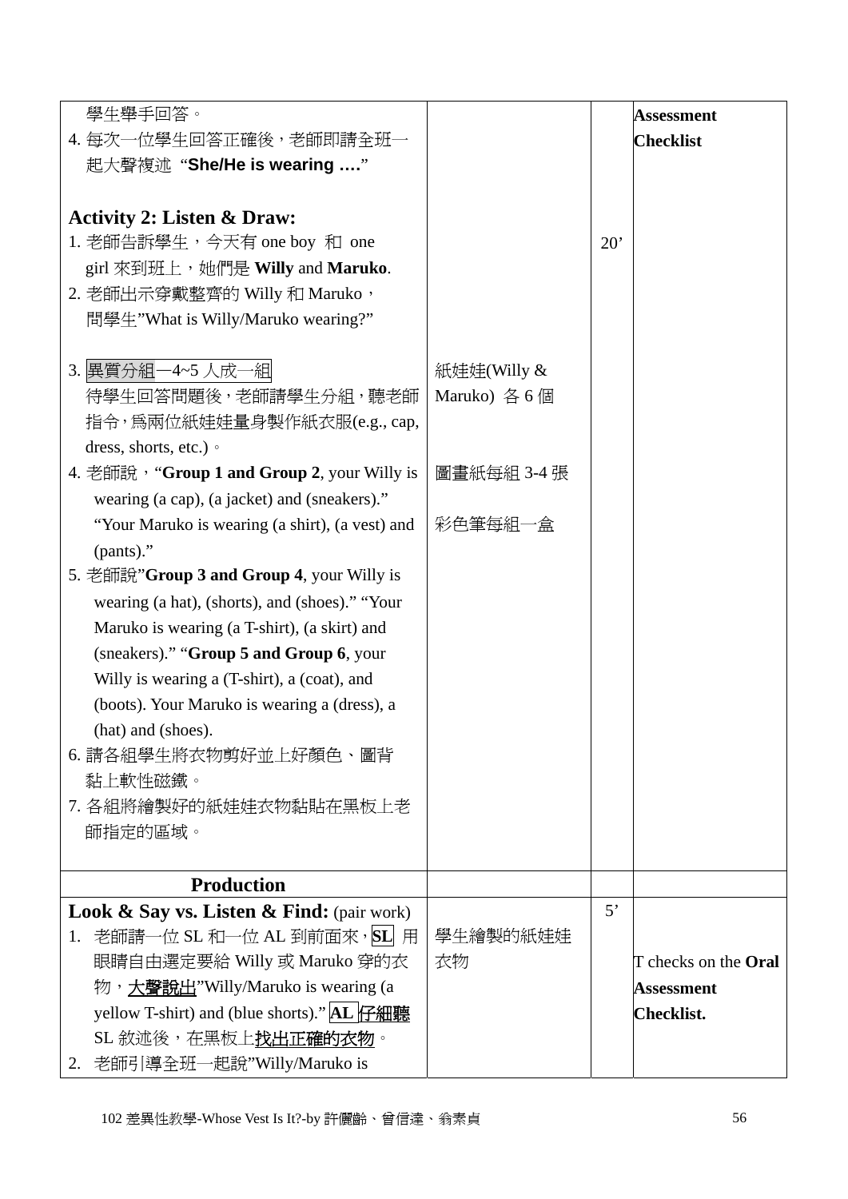| | | | |
|---|---|---|---|
| 學生舉手回答。<br>4. 每次一位學生回答正確後，老師即請全班一起大聲複述 "**She/He is wearing ….**"<br><br>**Activity 2: Listen & Draw:**<br>1. 老師告訴學生，今天有 one boy 和 one girl 來到班上，她們是 **Willy** and **Maruko**.<br>2. 老師出示穿戴整齊的 Willy 和 Maruko，問學生"What is Willy/Maruko wearing?"<br><br>3. 異質分組一4~5 人成一組<br>待學生回答問題後，老師請學生分組，聽老師指令，為兩位紙娃娃量身製作紙衣服(e.g., cap, dress, shorts, etc.)。<br>4. 老師說，"**Group 1 and Group 2**, your Willy is wearing (a cap), (a jacket) and (sneakers)." "Your Maruko is wearing (a shirt), (a vest) and (pants)."<br>5. 老師說"**Group 3 and Group 4**, your Willy is wearing (a hat), (shorts), and (shoes)." "Your Maruko is wearing (a T-shirt), (a skirt) and (sneakers)." "**Group 5 and Group 6**, your Willy is wearing a (T-shirt), a (coat), and (boots). Your Maruko is wearing a (dress), a (hat) and (shoes).<br>6. 請各組學生將衣物剪好並上好顏色、圖背黏上軟性磁鐵。<br>7. 各組將繪製好的紙娃娃衣物黏貼在黑板上老師指定的區域。 | 紙娃娃(Willy & Maruko) 各 6 個<br><br>圖畫紙每組 3-4 張<br><br>彩色筆每組一盒 | 20' | **Assessment Checklist** |
| **Production** | | | |
| **Look & Say vs. Listen & Find:** (pair work)<br>1. 老師請一位 SL 和一位 AL 到前面來，**SL** 用眼睛自由選定要給 Willy 或 Maruko 穿的衣物，<u>大聲說出</u>"Willy/Maruko is wearing (a yellow T-shirt) and (blue shorts)." **AL** <u>仔細聽</u> SL 敘述後，在黑板上<u>找出正確的衣物</u>。<br>2. 老師引導全班一起說"Willy/Maruko is | 學生繪製的紙娃娃衣物 | 5' | T checks on the **Oral Assessment Checklist.** |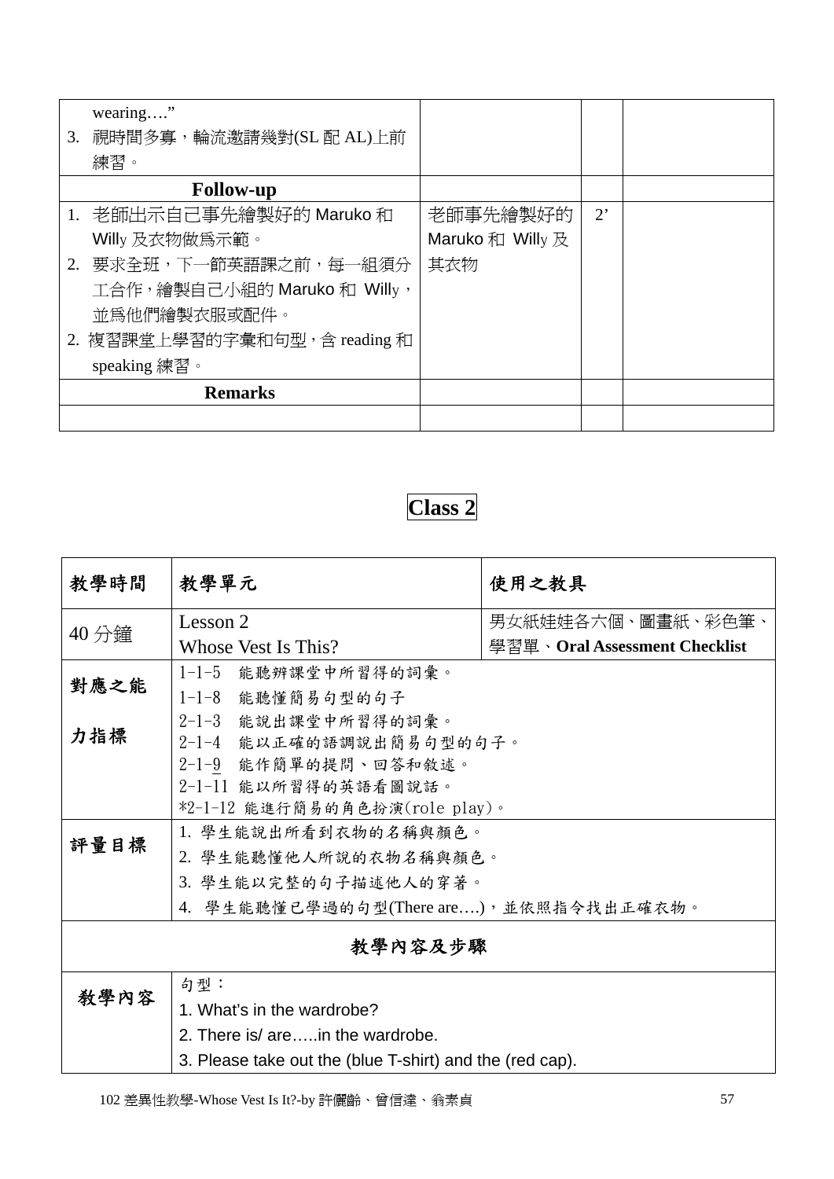| | | | |
|---|---|---|---|
| wearing….”<br>3. 視時間多寡，輪流邀請幾對(SL 配 AL)上前練習。 | | | |
| **Follow-up** | | | |
| 1. 老師出示自己事先繪製好的 Maruko 和 Willy 及衣物做爲示範。<br>2. 要求全班，下一節英語課之前，每一組須分工合作，繪製自己小組的 Maruko 和 Willy，並爲他們繪製衣服或配件。<br>2. 複習課堂上學習的字彙和句型，含 reading 和 speaking 練習。 | 老師事先繪製好的 Maruko 和 Willy 及其衣物 | 2’ | |
| **Remarks** | | | |
| | | | |

# Class 2

| 教學時間 | 教學單元 | 使用之教具 |
|---|---|---|
| 40 分鐘 | Lesson 2<br>Whose Vest Is This? | 男女紙娃娃各六個、圖畫紙、彩色筆、學習單、**Oral Assessment Checklist** |
| 對應之能力指標 | 1-1-5 能聽辨課堂中所習得的詞彙。<br>1-1-8 能聽懂簡易句型的句子<br>2-1-3 能說出課堂中所習得的詞彙。<br>2-1-4 能以正確的語調說出簡易句型的句子。<br>2-1-9 能作簡單的提問、回答和敘述。<br>2-1-11 能以所習得的英語看圖說話。<br>*2-1-12 能進行簡易的角色扮演(role play)。 | |
| 評量目標 | 1. 學生能說出所看到衣物的名稱與顏色。<br>2. 學生能聽懂他人所說的衣物名稱與顏色。<br>3. 學生能以完整的句子描述他人的穿著。<br>4. 學生能聽懂已學過的句型(There are….)，並依照指令找出正確衣物。 | |
| **教學內容及步驟** | | |
| 教學內容 | 句型：<br>1. What’s in the wardrobe?<br>2. There is/ are…..in the wardrobe.<br>3. Please take out the (blue T-shirt) and the (red cap). | |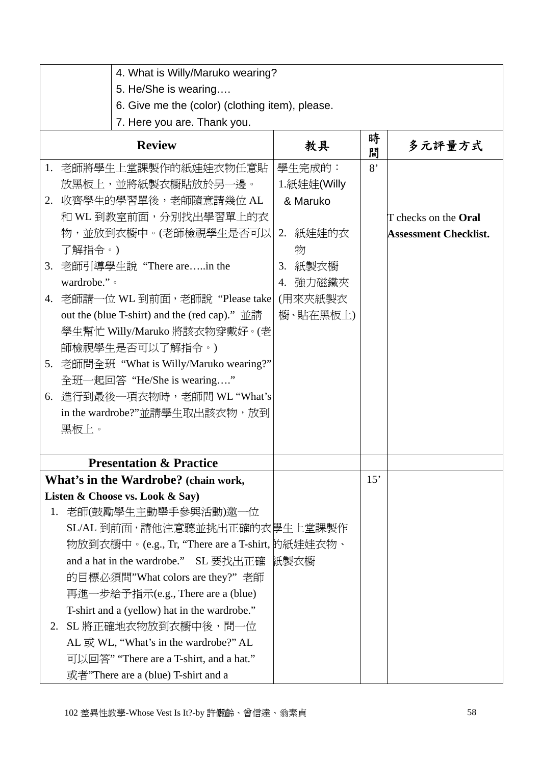| | | | | |
|---|---|---|---|---|
| | 4. What is Willy/Maruko wearing?<br>5. He/She is wearing….<br>6. Give me the (color) (clothing item), please.<br>7. Here you are. Thank you. | | | |
| **Review** | | **教具** | **時間** | **多元評量方式** |
| 1. 老師將學生上堂課製作的紙娃娃衣物任意貼放黑板上，並將紙製衣櫥貼放於另一邊。<br>2. 收齊學生的學習單後，老師隨意請幾位 AL 和 WL 到教室前面，分別找出學習單上的衣物，並放到衣櫥中。(老師檢視學生是否可以了解指令。)<br>3. 老師引導學生說 “There are…..in the wardrobe.”。<br>4. 老師請一位 WL 到前面，老師說 “Please take out the (blue T-shirt) and the (red cap).” 並請學生幫忙 Willy/Maruko 將該衣物穿戴好。(老師檢視學生是否可以了解指令。)<br>5. 老師問全班 “What is Willy/Maruko wearing?” 全班一起回答 “He/She is wearing….”<br>6. 進行到最後一項衣物時，老師問 WL “What's in the wardrobe?”並請學生取出該衣物，放到黑板上。 | | 學生完成的：<br>1.紙娃娃(Willy & Maruko<br>2. 紙娃娃的衣物<br>3. 紙製衣櫥<br>4. 強力磁鐵夾(用來夾紙製衣櫥、貼在黑板上) | 8’ | T checks on the **Oral Assessment Checklist.** |
| **Presentation & Practice** | | | | |
| **What's in the Wardrobe? (chain work, Listen & Choose vs. Look & Say)**<br>1. 老師(鼓勵學生主動舉手參與活動)邀一位 SL/AL 到前面，請他注意聽並挑出正確的衣物放到衣櫥中。(e.g., Tr, “There are a T-shirt, and a hat in the wardrobe.” SL 要找出正確的目標必須問”What colors are they?” 老師再進一步給予指示(e.g., There are a (blue) T-shirt and a (yellow) hat in the wardrobe.”<br>2. SL 將正確地衣物放到衣櫥中後，問一位 AL 或 WL, “What's in the wardrobe?” AL 可以回答” “There are a T-shirt, and a hat.” 或者”There are a (blue) T-shirt and a | | 學生上堂課製作的紙娃娃衣物、紙製衣櫥 | 15’ | |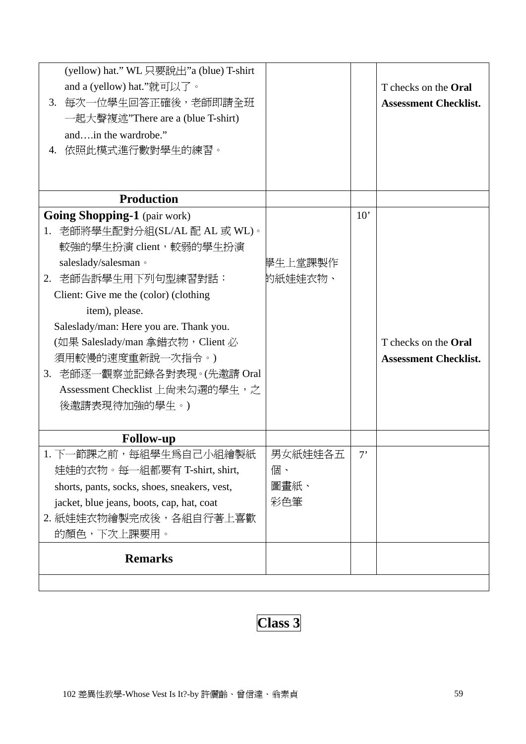| | | | |
|---|---|---|---|
| (yellow) hat." WL 只要說出"a (blue) T-shirt and a (yellow) hat."就可以了。<br>3. 每次一位學生回答正確後，老師即請全班一起大聲複述"There are a (blue T-shirt) and….in the wardrobe."<br>4. 依照此模式進行數對學生的練習。 | | | T checks on the **Oral Assessment Checklist.** |
| **Production** | | | |
| **Going Shopping-1** (pair work)<br>1. 老師將學生配對分組(SL/AL 配 AL 或 WL)。較強的學生扮演 client，較弱的學生扮演 saleslady/salesman。<br>2. 老師告訴學生用下列句型練習對話：<br>Client: Give me the (color) (clothing item), please.<br>Saleslady/man: Here you are. Thank you.<br>(如果 Saleslady/man 拿錯衣物，Client 必須用較慢的速度重新說一次指令。)<br>3. 老師逐一觀察並記錄各對表現。(先邀請 Oral Assessment Checklist 上尚未勾選的學生，之後邀請表現待加強的學生。) | 學生上堂課製作的紙娃娃衣物、 | 10' | T checks on the **Oral Assessment Checklist.** |
| **Follow-up** | | | |
| 1. 下一節課之前，每組學生爲自己小組繪製紙娃娃的衣物。每一組都要有 T-shirt, shirt, shorts, pants, socks, shoes, sneakers, vest, jacket, blue jeans, boots, cap, hat, coat<br>2. 紙娃娃衣物繪製完成後，各組自行著上喜歡的顏色，下次上課要用。 | 男女紙娃娃各五個、<br>圖畫紙、<br>彩色筆 | 7' | |
| **Remarks** | | | |
| | | | |

# Class 3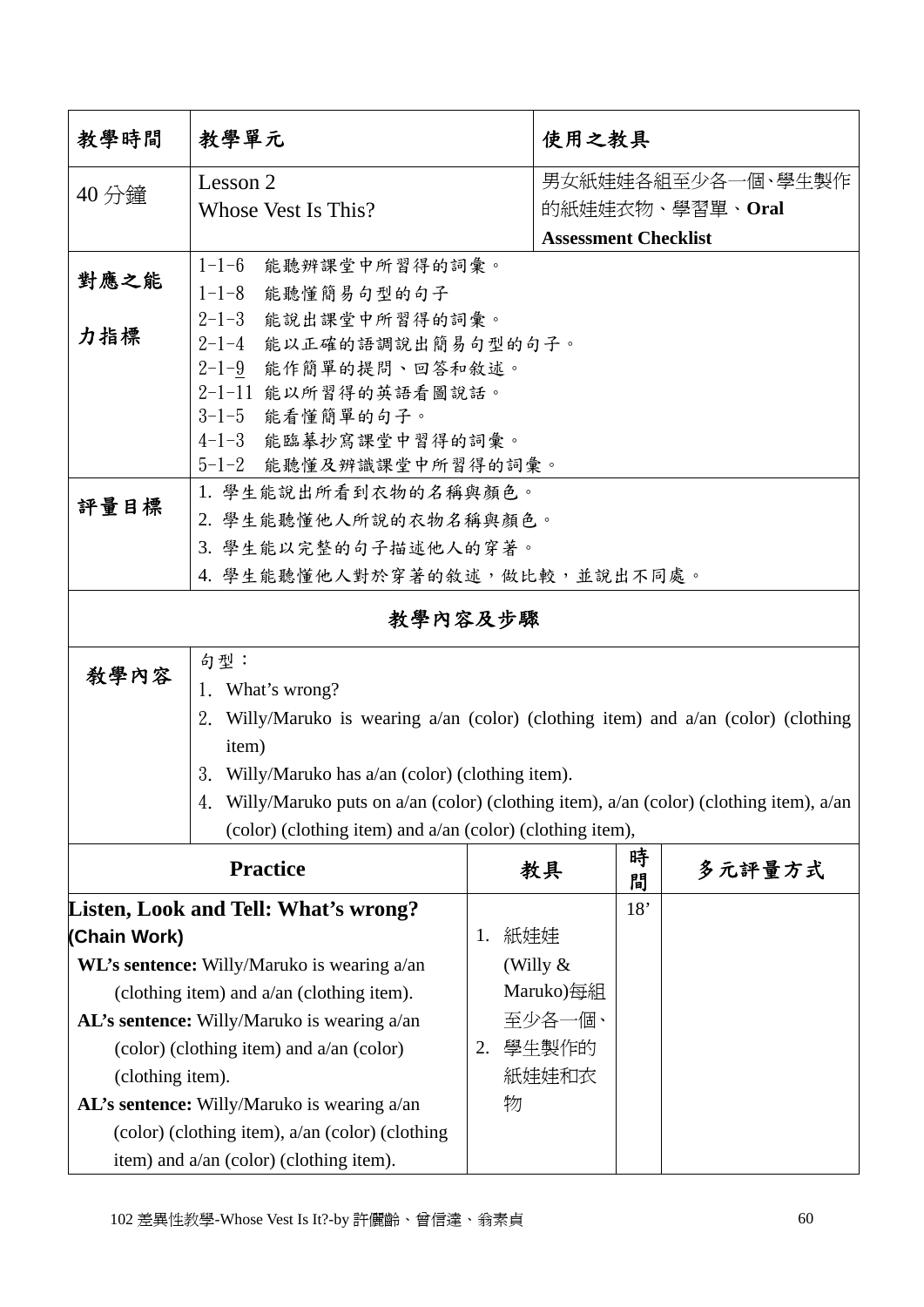| 教學時間 | 教學單元 | 使用之教具 |
|---|---|---|
| 40 分鐘 | Lesson 2<br>Whose Vest Is This? | 男女紙娃娃各組至少各一個、學生製作的紙娃娃衣物、學習單、**Oral Assessment Checklist** |
| **對應之能力指標** | 1-1-6　能聽辨課堂中所習得的詞彙。<br>1-1-8　能聽懂簡易句型的句子<br>2-1-3　能說出課堂中所習得的詞彙。<br>2-1-4　能以正確的語調說出簡易句型的句子。<br>2-1-9　能作簡單的提問、回答和敘述。<br>2-1-11 能以所習得的英語看圖說話。<br>3-1-5　能看懂簡單的句子。<br>4-1-3　能臨摹抄寫課堂中習得的詞彙。<br>5-1-2　能聽懂及辨識課堂中所習得的詞彙。 | |
| **評量目標** | 1. 學生能說出所看到衣物的名稱與顏色。<br>2. 學生能聽懂他人所說的衣物名稱與顏色。<br>3. 學生能以完整的句子描述他人的穿著。<br>4. 學生能聽懂他人對於穿著的敘述，做比較，並說出不同處。 | |

## 教學內容及步驟

| | |
|---|---|
| **教學內容** | 句型：<br>1. What's wrong?<br>2. Willy/Maruko is wearing a/an (color) (clothing item) and a/an (color) (clothing item)<br>3. Willy/Maruko has a/an (color) (clothing item).<br>4. Willy/Maruko puts on a/an (color) (clothing item), a/an (color) (clothing item), a/an (color) (clothing item) and a/an (color) (clothing item), |

| Practice | 教具 | 時間 | 多元評量方式 |
|---|---|---|---|
| **Listen, Look and Tell: What's wrong?**<br>**(Chain Work)**<br>**WL's sentence:** Willy/Maruko is wearing a/an (clothing item) and a/an (clothing item).<br>**AL's sentence:** Willy/Maruko is wearing a/an (color) (clothing item) and a/an (color) (clothing item).<br>**AL's sentence:** Willy/Maruko is wearing a/an (color) (clothing item), a/an (color) (clothing item) and a/an (color) (clothing item). | 1. 紙娃娃 (Willy & Maruko)每組至少各一個、<br>2. 學生製作的紙娃娃和衣物 | 18' | |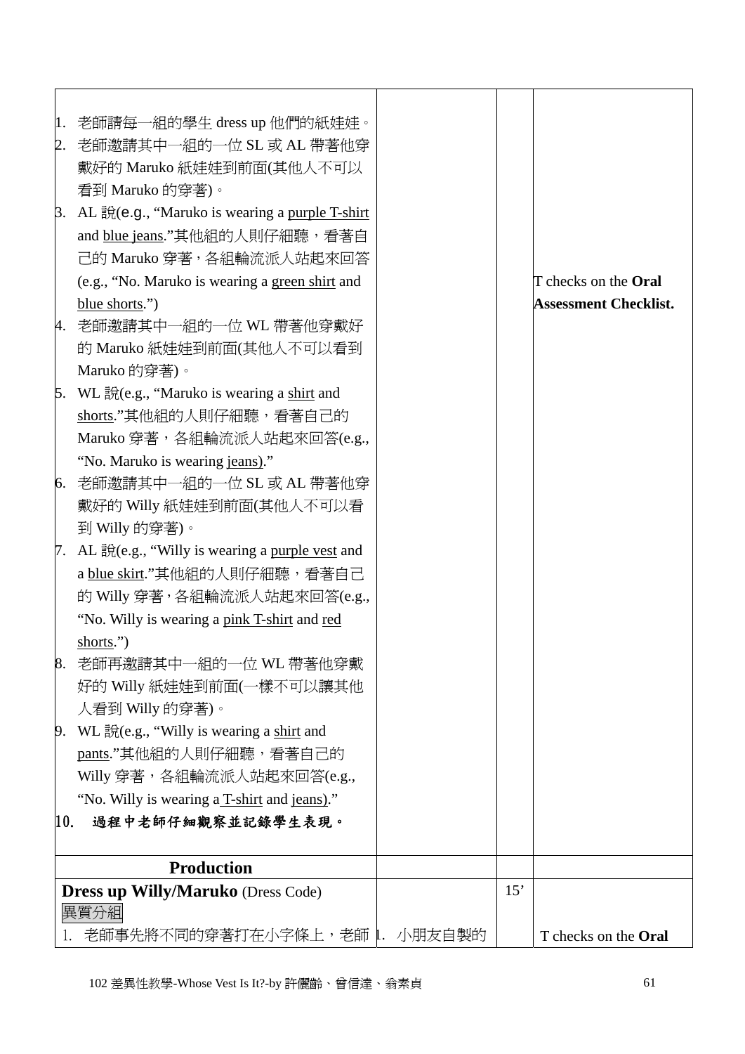| | | | |
|---|---|---|---|
| 1. 老師請每一組的學生 dress up 他們的紙娃娃。<br>2. 老師邀請其中一組的一位 SL 或 AL 帶著他穿戴好的 Maruko 紙娃娃到前面(其他人不可以看到 Maruko 的穿著)。<br>3. AL 說(e.g., "Maruko is wearing a purple T-shirt and blue jeans."其他組的人則仔細聽，看著自己的 Maruko 穿著，各組輪流派人站起來回答(e.g., "No. Maruko is wearing a green shirt and blue shorts.")<br>4. 老師邀請其中一組的一位 WL 帶著他穿戴好的 Maruko 紙娃娃到前面(其他人不可以看到 Maruko 的穿著)。<br>5. WL 說(e.g., "Maruko is wearing a shirt and shorts."其他組的人則仔細聽，看著自己的 Maruko 穿著，各組輪流派人站起來回答(e.g., "No. Maruko is wearing jeans).")<br>6. 老師邀請其中一組的一位 SL 或 AL 帶著他穿戴好的 Willy 紙娃娃到前面(其他人不可以看到 Willy 的穿著)。<br>7. AL 說(e.g., "Willy is wearing a purple vest and a blue skirt."其他組的人則仔細聽，看著自己的 Willy 穿著，各組輪流派人站起來回答(e.g., "No. Willy is wearing a pink T-shirt and red shorts.")<br>8. 老師再邀請其中一組的一位 WL 帶著他穿戴好的 Willy 紙娃娃到前面(一樣不可以讓其他人看到 Willy 的穿著)。<br>9. WL 說(e.g., "Willy is wearing a shirt and pants."其他組的人則仔細聽，看著自己的 Willy 穿著，各組輪流派人站起來回答(e.g., "No. Willy is wearing a T-shirt and jeans).")<br>10. **過程中老師仔細觀察並記錄學生表現。** | | | T checks on the **Oral Assessment Checklist.** |
| **Production** | | | |
| **Dress up Willy/Maruko** (Dress Code)<br>異質分組<br>1. 老師事先將不同的穿著打在小字條上，老師 | 1. 小朋友自製的 | 15' | T checks on the **Oral** |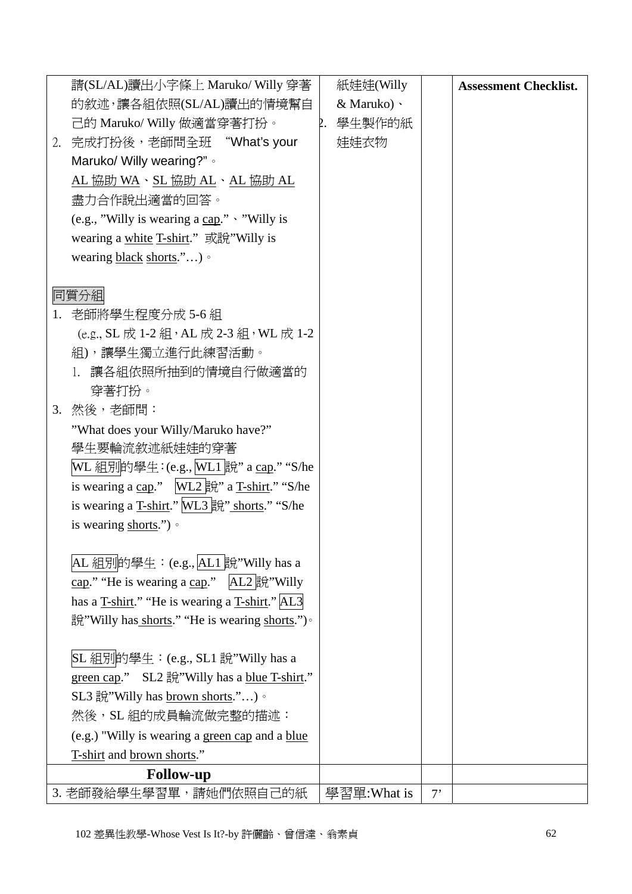| | | | |
|---|---|---|---|
| 請(SL/AL)讀出小字條上 Maruko/ Willy 穿著的敘述，讓各組依照(SL/AL)讀出的情境幫自己的 Maruko/ Willy 做適當穿著打扮。<br>2. 完成打扮後，老師問全班 "What's your Maruko/ Willy wearing?"。<br>AL 協助 WA、SL 協助 AL、AL 協助 AL 盡力合作說出適當的回答。<br>(e.g., "Willy is wearing a cap."、"Willy is wearing a white T-shirt." 或說"Willy is wearing black shorts."…)。<br><br>同質分組<br>1. 老師將學生程度分成 5-6 組 (e.g., SL 成 1-2 組，AL 成 2-3 組，WL 成 1-2 組)，讓學生獨立進行此練習活動。<br>1. 讓各組依照所抽到的情境自行做適當的穿著打扮。<br>3. 然後，老師問：<br>"What does your Willy/Maruko have?"<br>學生要輪流敘述紙娃娃的穿著<br>WL 組別的學生：(e.g., WL1 說" a cap." "S/he is wearing a cap." WL2 說" a T-shirt." "S/he is wearing a T-shirt." WL3 說" shorts." "S/he is wearing shorts.")。<br><br>AL 組別的學生：(e.g., AL1 說"Willy has a cap." "He is wearing a cap." AL2 說"Willy has a T-shirt." "He is wearing a T-shirt." AL3 說"Willy has shorts." "He is wearing shorts.")。<br><br>SL 組別的學生：(e.g., SL1 說"Willy has a green cap." SL2 說"Willy has a blue T-shirt." SL3 說"Willy has brown shorts."…)。<br>然後，SL 組的成員輪流做完整的描述：<br>(e.g.) "Willy is wearing a green cap and a blue T-shirt and brown shorts." | 紙娃娃(Willy & Maruko)、<br>2. 學生製作的紙娃娃衣物 | | Assessment Checklist. |
| **Follow-up** | | | |
| 3. 老師發給學生學習單，請她們依照自己的紙 | 學習單:What is | 7' | |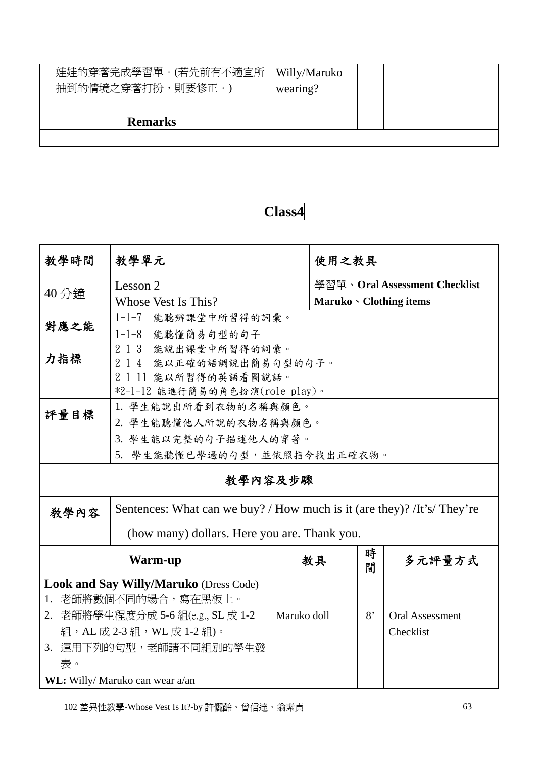| | | | |
|---|---|---|---|
| 娃娃的穿著完成學習單。(若先前有不適宜所抽到的情境之穿著打扮，則要修正。) | Willy/Maruko wearing? | | |
| **Remarks** | | | |
| | | | |

## Class4

| 教學時間 | 教學單元 | 使用之教具 |
|---|---|---|
| 40 分鐘 | Lesson 2<br>Whose Vest Is This? | 學習單、**Oral Assessment Checklist**<br>**Maruko、Clothing items** |
| 對應之能力指標 | 1-1-7 能聽辨課堂中所習得的詞彙。<br>1-1-8 能聽懂簡易句型的句子<br>2-1-3 能說出課堂中所習得的詞彙。<br>2-1-4 能以正確的語調說出簡易句型的句子。<br>2-1-11 能以所習得的英語看圖說話。<br>*2-1-12 能進行簡易的角色扮演(role play)。 | |
| 評量目標 | 1. 學生能說出所看到衣物的名稱與顏色。<br>2. 學生能聽懂他人所說的衣物名稱與顏色。<br>3. 學生能以完整的句子描述他人的穿著。<br>5. 學生能聽懂已學過的句型，並依照指令找出正確衣物。 | |

**教學內容及步驟**

| 教學內容 | Sentences: What can we buy? / How much is it (are they)? /It's/ They're (how many) dollars. Here you are. Thank you. |
|---|---|

| Warm-up | 教具 | 時間 | 多元評量方式 |
|---|---|---|---|
| **Look and Say Willy/Maruko** (Dress Code)<br>1. 老師將數個不同的場合，寫在黑板上。<br>2. 老師將學生程度分成 5-6 組(e.g., SL 成 1-2 組，AL 成 2-3 組，WL 成 1-2 組)。<br>3. 運用下列的句型，老師請不同組別的學生發表。<br>**WL:** Willy/ Maruko can wear a/an | Maruko doll | 8' | Oral Assessment Checklist |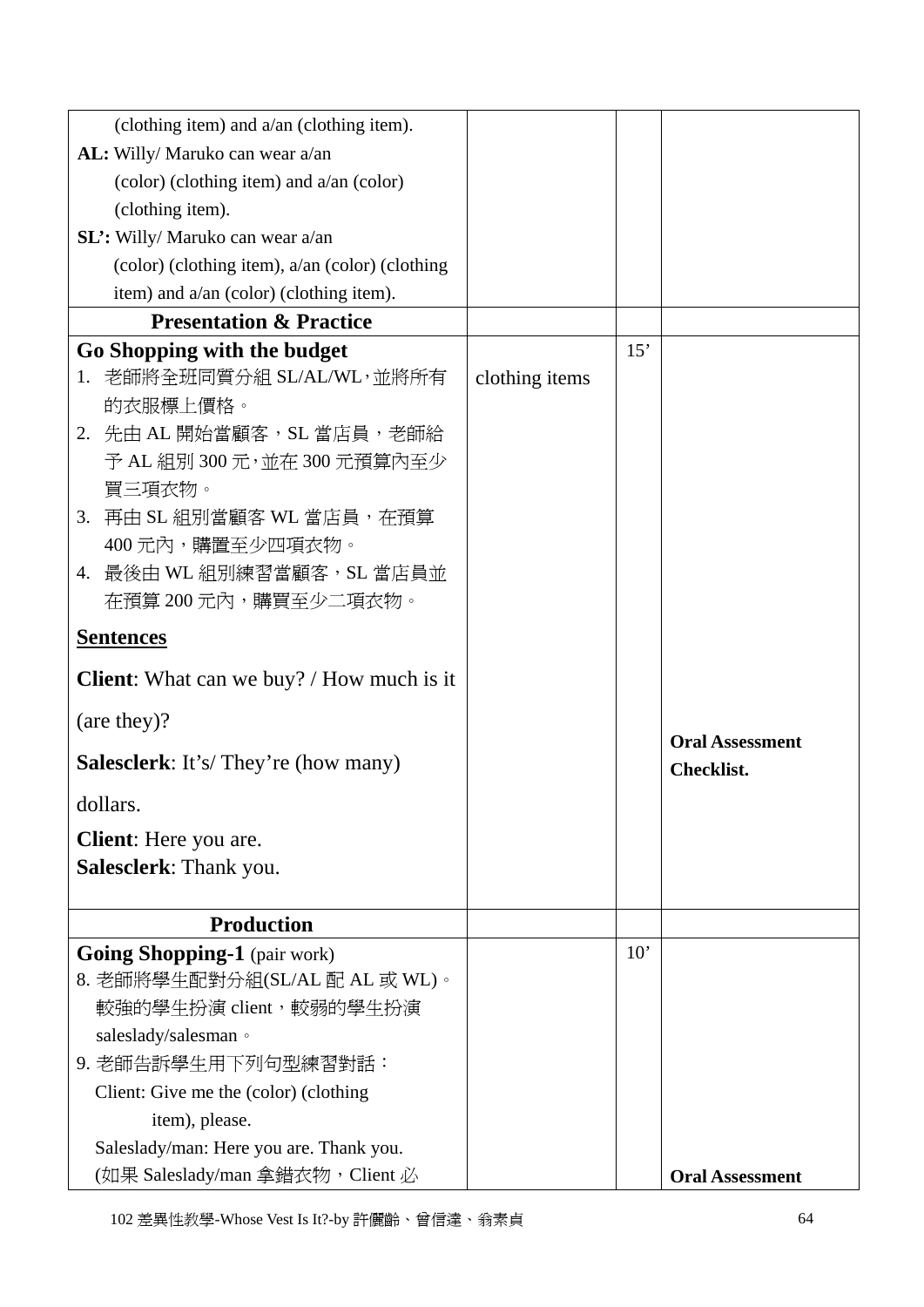| | | | |
|---|---|---|---|
| (clothing item) and a/an (clothing item).<br>**AL:** Willy/ Maruko can wear a/an (color) (clothing item) and a/an (color) (clothing item).<br>**SL':** Willy/ Maruko can wear a/an (color) (clothing item), a/an (color) (clothing item) and a/an (color) (clothing item). | | | |
| **Presentation & Practice** | | | |
| **Go Shopping with the budget**<br>1. 老師將全班同質分組 SL/AL/WL，並將所有的衣服標上價格。<br>2. 先由 AL 開始當顧客，SL 當店員，老師給予 AL 組別 300 元，並在 300 元預算內至少買三項衣物。<br>3. 再由 SL 組別當顧客 WL 當店員，在預算 400 元內，購置至少四項衣物。<br>4. 最後由 WL 組別練習當顧客，SL 當店員並在預算 200 元內，購買至少二項衣物。<br>**Sentences**<br>**Client**: What can we buy? / How much is it (are they)?<br>**Salesclerk**: It's/ They're (how many) dollars.<br>**Client**: Here you are.<br>**Salesclerk**: Thank you. | clothing items | 15' | **Oral Assessment Checklist.** |
| **Production** | | | |
| **Going Shopping-1** (pair work)<br>8. 老師將學生配對分組(SL/AL 配 AL 或 WL)。較強的學生扮演 client，較弱的學生扮演 saleslady/salesman。<br>9. 老師告訴學生用下列句型練習對話：<br>Client: Give me the (color) (clothing item), please.<br>Saleslady/man: Here you are. Thank you.<br>(如果 Saleslady/man 拿錯衣物，Client 必 | | 10' | **Oral Assessment** |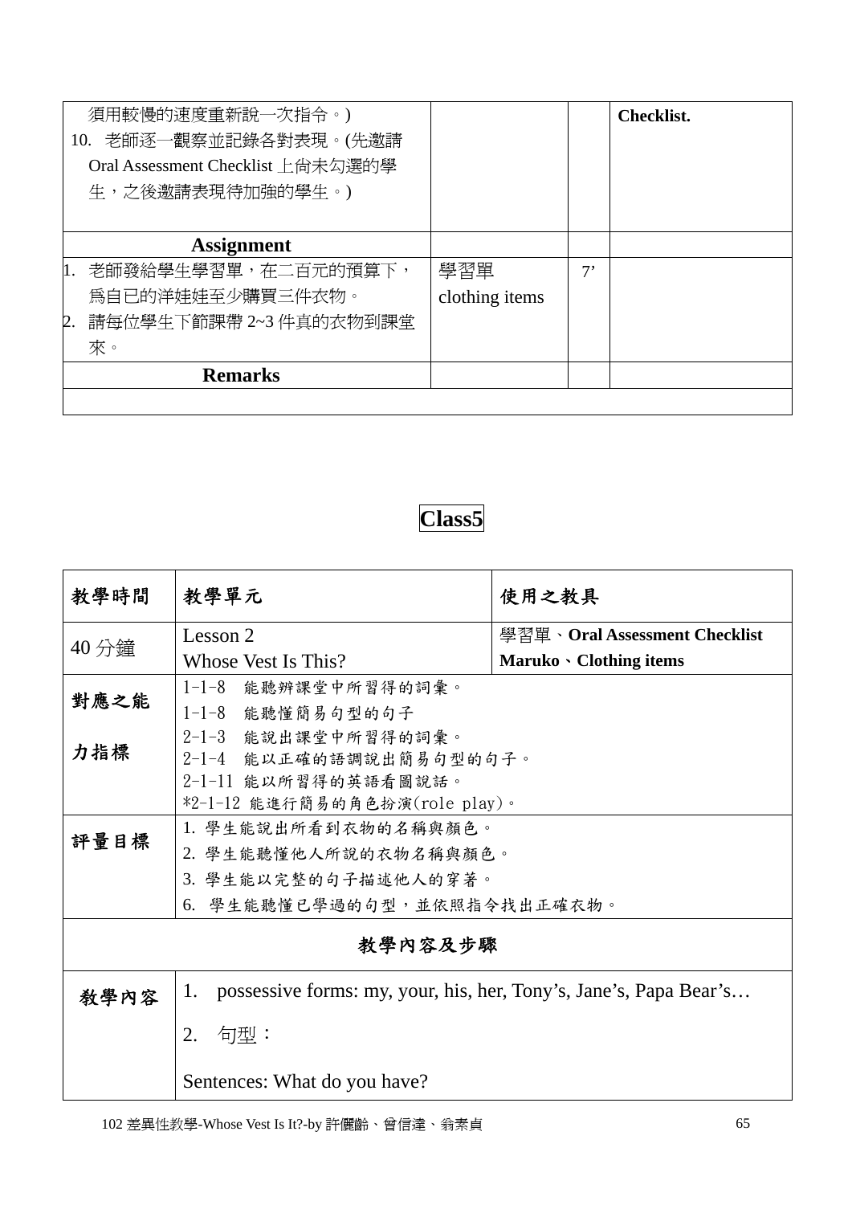| | | | |
|---|---|---|---|
| 須用較慢的速度重新說一次指令。)<br>10. 老師逐一觀察並記錄各對表現。(先邀請 Oral Assessment Checklist 上尚未勾選的學生，之後邀請表現待加強的學生。) | | | **Checklist.** |
| **Assignment** | | | |
| 1. 老師發給學生學習單，在二百元的預算下，為自已的洋娃娃至少購買三件衣物。<br>2. 請每位學生下節課帶 2~3 件真的衣物到課堂來。 | 學習單<br>clothing items | 7’ | |
| **Remarks** | | | |
| | | | |

# Class5

| 教學時間 | 教學單元 | 使用之教具 |
|---|---|---|
| 40 分鐘 | Lesson 2<br>Whose Vest Is This? | 學習單、**Oral Assessment Checklist**<br>**Maruko、Clothing items** |
| 對應之能力指標 | 1-1-8 能聽辨課堂中所習得的詞彙。<br>1-1-8 能聽懂簡易句型的句子<br>2-1-3 能說出課堂中所習得的詞彙。<br>2-1-4 能以正確的語調說出簡易句型的句子。<br>2-1-11 能以所習得的英語看圖說話。<br>*2-1-12 能進行簡易的角色扮演(role play)。 | |
| 評量目標 | 1. 學生能說出所看到衣物的名稱與顏色。<br>2. 學生能聽懂他人所說的衣物名稱與顏色。<br>3. 學生能以完整的句子描述他人的穿著。<br>6. 學生能聽懂已學過的句型，並依照指令找出正確衣物。 | |
| **教學內容及步驟** | | |
| 教學內容 | 1. possessive forms: my, your, his, her, Tony’s, Jane’s, Papa Bear’s…<br>2. 句型：<br>Sentences: What do you have? | |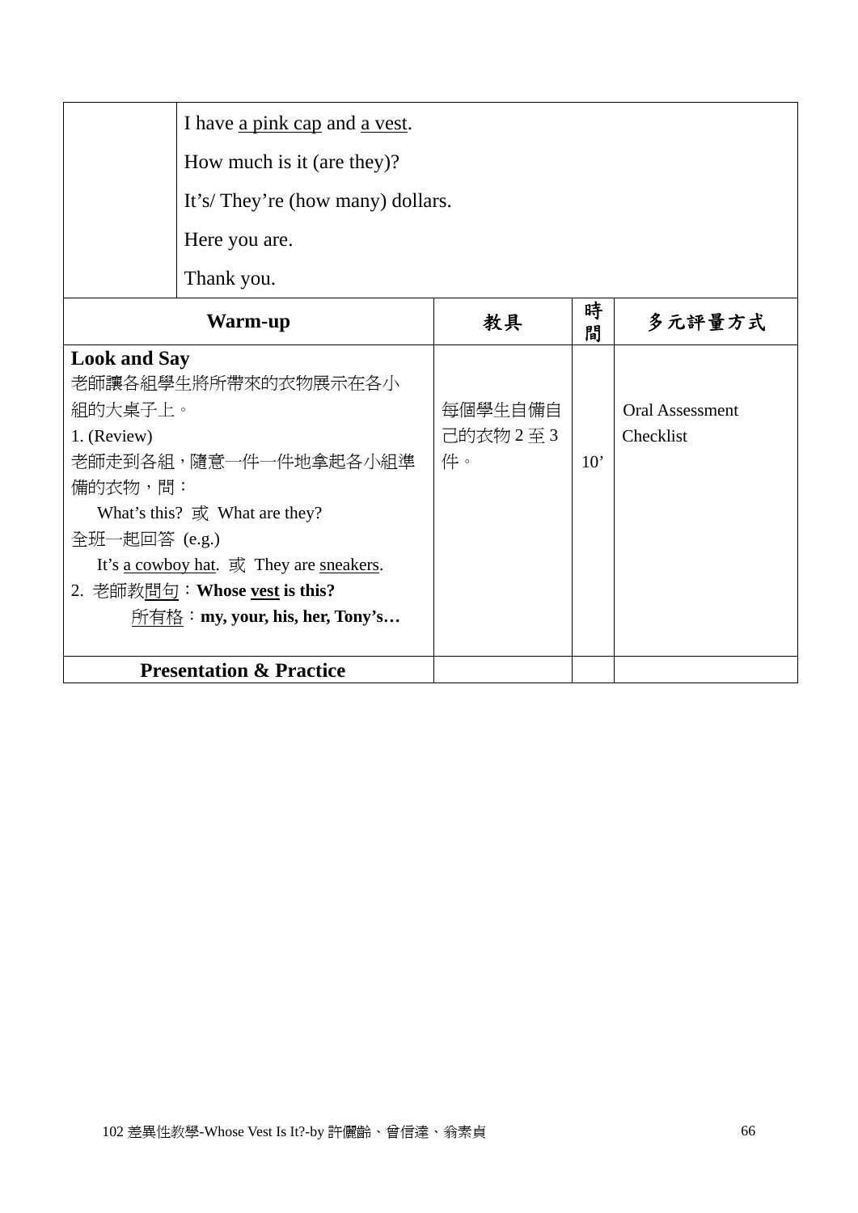| | |
|---|---|
| | I have <u>a pink cap</u> and <u>a vest</u>.<br>How much is it (are they)?<br>It's/ They're (how many) dollars.<br>Here you are.<br>Thank you. |

| **Warm-up** | 教具 | 時間 | 多元評量方式 |
|---|---|---|---|
| **Look and Say**<br>老師讓各組學生將所帶來的衣物展示在各小組的大桌子上。<br>1. (Review)<br>老師走到各組，隨意一件一件地拿起各小組準備的衣物，問：<br>What's this? 或 What are they?<br>全班一起回答 (e.g.)<br>It's <u>a cowboy hat</u>. 或 They are <u>sneakers</u>.<br>2. 老師教<u>問句</u>：**Whose <u>vest</u> is this?**<br><u>所有格</u>：**my, your, his, her, Tony's…** | 每個學生自備自己的衣物 2 至 3 件。 | 10' | Oral Assessment Checklist |
| **Presentation & Practice** | | | |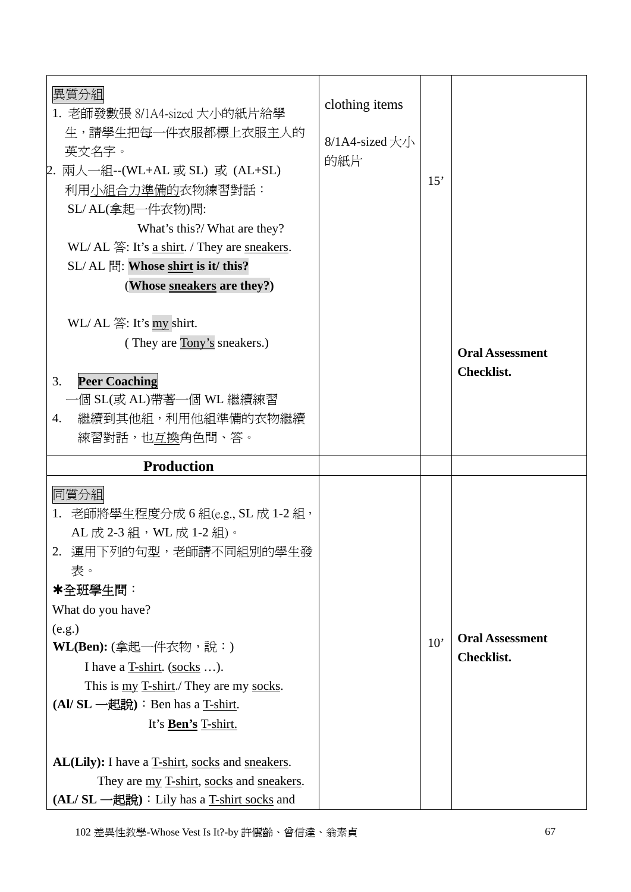| | | | |
|---|---|---|---|
| 異質分組<br>1. 老師發數張 8/1A4-sized 大小的紙片給學生，請學生把每一件衣服都標上衣服主人的英文名字。<br>2. 兩人一組--(WL+AL 或 SL) 或 (AL+SL) 利用<u>小組合力準備的</u>衣物練習對話：<br>SL/ AL(拿起一件衣物)問:<br>What's this?/ What are they?<br>WL/ AL 答: It's <u>a shirt</u>. / They are <u>sneakers</u>.<br>SL/ AL 問: **Whose <u>shirt</u> is it/ this?**<br>(**Whose <u>sneakers</u> are they?)**<br><br>WL/ AL 答: It's <u>my</u> shirt.<br>( They are <u>Tony's</u> sneakers.)<br><br>3. **Peer Coaching**<br>一個 SL(或 AL)帶著一個 WL 繼續練習<br>4. 繼續到其他組，利用他組準備的衣物繼續練習對話，也<u>互換</u>角色問、答。 | clothing items<br><br>8/1A4-sized 大小的紙片 | 15' | **Oral Assessment Checklist.** |
| **Production** | | | |
| 同質分組<br>1. 老師將學生程度分成 6 組(e.g., SL 成 1-2 組，AL 成 2-3 組，WL 成 1-2 組)。<br>2. 運用下列的句型，老師請不同組別的學生發表。<br>**＊全班學生問**：<br>What do you have?<br>(e.g.)<br>**WL(Ben):** (拿起一件衣物，說：)<br>I have a <u>T-shirt</u>. (<u>socks</u> …).<br>This is <u>my</u> <u>T-shirt</u>./ They are my <u>socks</u>.<br>**(Al/ SL 一起說)**：Ben has a <u>T-shirt</u>.<br>It's **<u>Ben's</u>** <u>T-shirt.</u><br><br>**AL(Lily):** I have a <u>T-shirt</u>, <u>socks</u> and <u>sneakers</u>.<br>They are <u>my</u> <u>T-shirt</u>, <u>socks</u> and <u>sneakers</u>.<br>**(AL/ SL 一起說)**：Lily has a <u>T-shirt socks</u> and | | 10' | **Oral Assessment Checklist.** |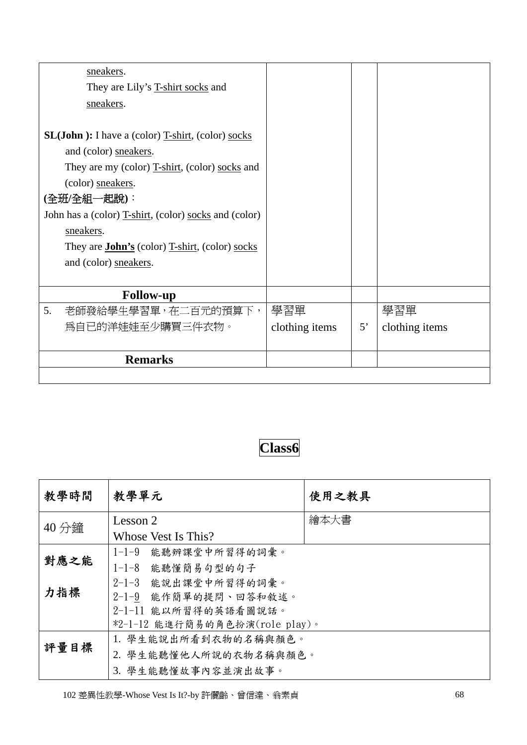| | | | |
|---|---|---|---|
| sneakers.<br>They are Lily's T-shirt socks and sneakers.<br><br>**SL(John ):** I have a (color) T-shirt, (color) socks and (color) sneakers.<br>They are my (color) T-shirt, (color) socks and (color) sneakers.<br>**(全班/全組一起說)**：<br>John has a (color) T-shirt, (color) socks and (color) sneakers.<br>They are **John's** (color) T-shirt, (color) socks and (color) sneakers. | | | |
| **Follow-up** | | | |
| 5. 老師發給學生學習單，在二百元的預算下，為自已的洋娃娃至少購買三件衣物。 | 學習單<br>clothing items | 5' | 學習單<br>clothing items |
| **Remarks** | | | |
| | | | |

# Class6

| 教學時間 | 教學單元 | 使用之教具 |
|---|---|---|
| 40 分鐘 | Lesson 2<br>Whose Vest Is This? | 繪本大書 |
| 對應之能力指標 | 1-1-9 能聽辨課堂中所習得的詞彙。<br>1-1-8 能聽懂簡易句型的句子<br>2-1-3 能說出課堂中所習得的詞彙。<br>2-1-9 能作簡單的提問、回答和敘述。<br>2-1-11 能以所習得的英語看圖說話。<br>*2-1-12 能進行簡易的角色扮演(role play)。 | |
| 評量目標 | 1. 學生能說出所看到衣物的名稱與顏色。<br>2. 學生能聽懂他人所說的衣物名稱與顏色。<br>3. 學生能聽懂故事內容並演出故事。 | |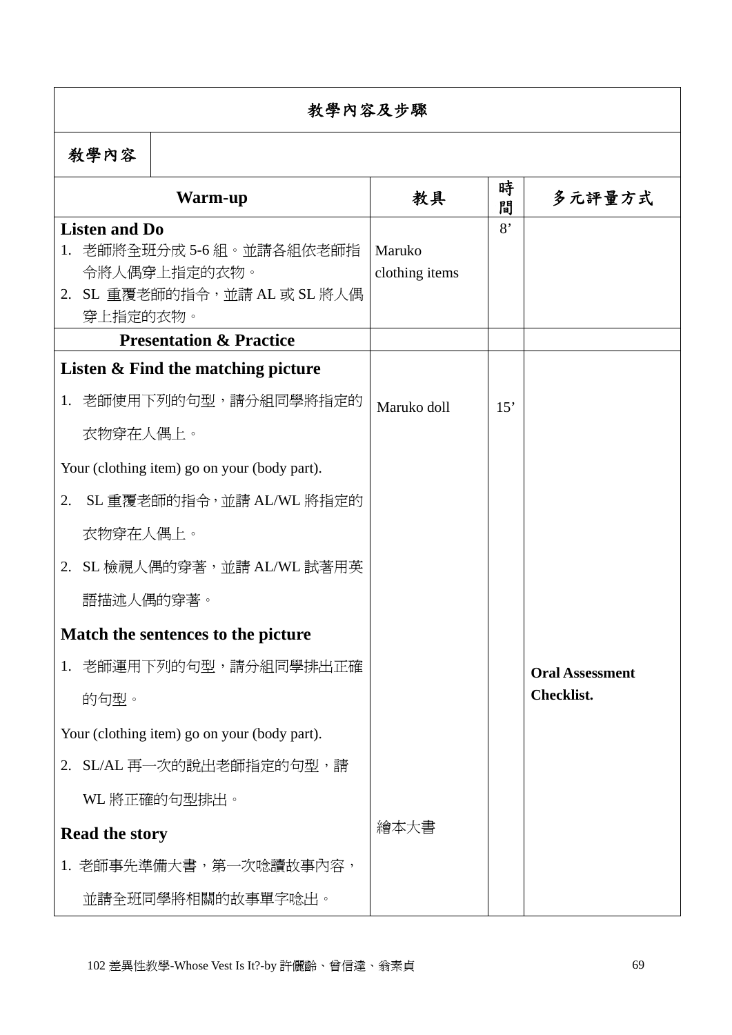| 教學內容及步驟 | | | |
|---|---|---|---|
| 教學內容 | | | |
| **Warm-up** | 教具 | 時間 | 多元評量方式 |
| **Listen and Do**<br>1. 老師將全班分成 5-6 組。並請各組依老師指令將人偶穿上指定的衣物。<br>2. SL 重覆老師的指令，並請 AL 或 SL 將人偶穿上指定的衣物。 | Maruko clothing items | 8' | |
| **Presentation & Practice** | | | |
| **Listen & Find the matching picture**<br>1. 老師使用下列的句型，請分組同學將指定的衣物穿在人偶上。<br>Your (clothing item) go on your (body part).<br>2. SL 重覆老師的指令，並請 AL/WL 將指定的衣物穿在人偶上。<br>2. SL 檢視人偶的穿著，並請 AL/WL 試著用英語描述人偶的穿著。<br>**Match the sentences to the picture**<br>1. 老師運用下列的句型，請分組同學排出正確的句型。<br>Your (clothing item) go on your (body part).<br>2. SL/AL 再一次的說出老師指定的句型，請 WL 將正確的句型排出。<br>**Read the story**<br>1. 老師事先準備大書，第一次唸讀故事內容，並請全班同學將相關的故事單字唸出。 | Maruko doll<br><br>繪本大書 | 15' | **Oral Assessment Checklist.** |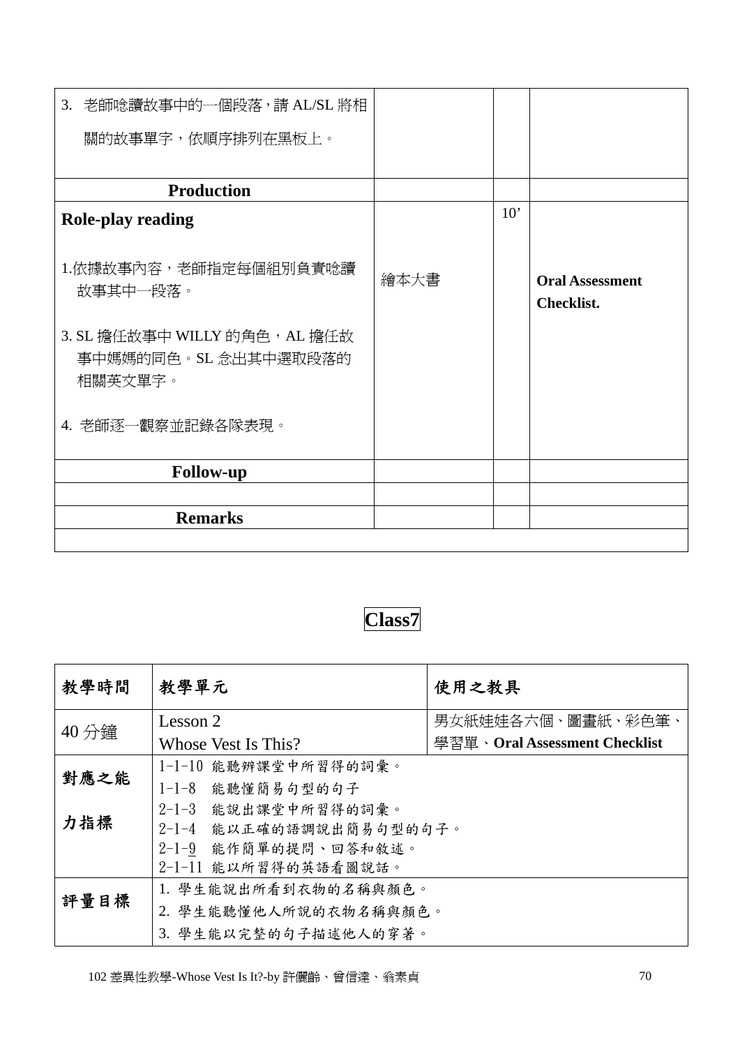| | | | |
|---|---|---|---|
| 3. 老師唸讀故事中的一個段落，請 AL/SL 將相關的故事單字，依順序排列在黑板上。 | | | |
| **Production** | | | |
| **Role-play reading**<br><br>1.依據故事內容，老師指定每個組別負責唸讀故事其中一段落。<br><br>3. SL 擔任故事中 WILLY 的角色，AL 擔任故事中媽媽的同色。SL 念出其中選取段落的相關英文單字。<br><br>4. 老師逐一觀察並記錄各隊表現。 | 繪本大書 | 10’ | **Oral Assessment Checklist.** |
| **Follow-up** | | | |
| | | | |
| **Remarks** | | | |
| | | | |

# Class7

| 教學時間 | 教學單元 | 使用之教具 |
|---|---|---|
| 40 分鐘 | Lesson 2<br>Whose Vest Is This? | 男女紙娃娃各六個、圖畫紙、彩色筆、學習單、**Oral Assessment Checklist** |
| 對應之能力指標 | 1-1-10 能聽辨課堂中所習得的詞彙。<br>1-1-8 能聽懂簡易句型的句子<br>2-1-3 能說出課堂中所習得的詞彙。<br>2-1-4 能以正確的語調說出簡易句型的句子。<br>2-1-9 能作簡單的提問、回答和敘述。<br>2-1-11 能以所習得的英語看圖說話。 | |
| 評量目標 | 1. 學生能說出所看到衣物的名稱與顏色。<br>2. 學生能聽懂他人所說的衣物名稱與顏色。<br>3. 學生能以完整的句子描述他人的穿著。 | |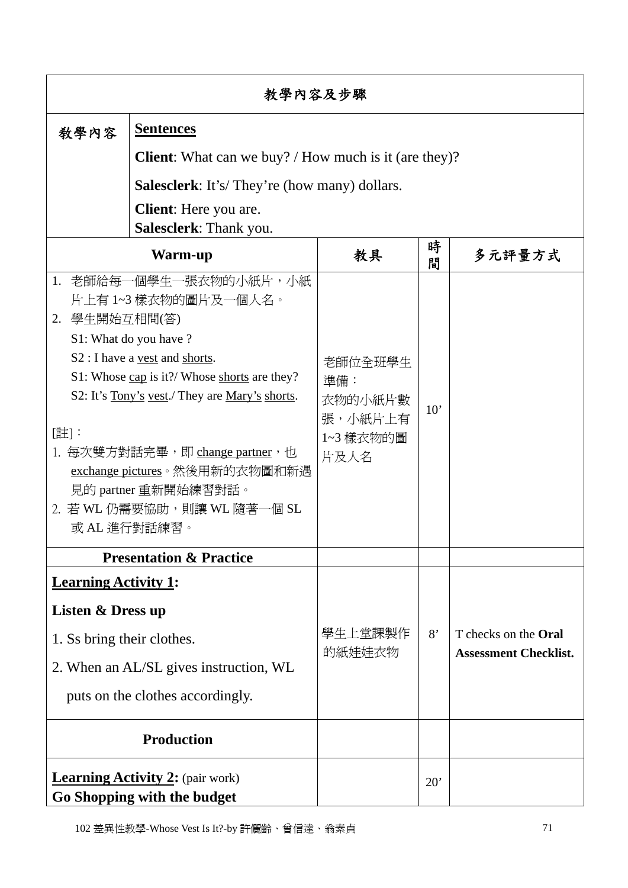| 教學內容及步驟 | | | | |
|---|---|---|---|---|
| 教學內容 | **Sentences**<br>**Client**: What can we buy? / How much is it (are they)?<br>**Salesclerk**: It's/ They're (how many) dollars.<br>**Client**: Here you are.<br>**Salesclerk**: Thank you. | | | |
| **Warm-up** | | 教具 | 時間 | 多元評量方式 |
| 1. 老師給每一個學生一張衣物的小紙片，小紙片上有 1~3 樣衣物的圖片及一個人名。<br>2. 學生開始互相問(答)<br>S1: What do you have ?<br>S2 : I have a vest and shorts.<br>S1: Whose cap is it?/ Whose shorts are they?<br>S2: It's Tony's vest./ They are Mary's shorts.<br><br>[註]：<br>1. 每次雙方對話完畢，即 change partner，也 exchange pictures。然後用新的衣物圖和新遇見的 partner 重新開始練習對話。<br>2. 若 WL 仍需要協助，則讓 WL 隨著一個 SL 或 AL 進行對話練習。 | | 老師位全班學生準備：<br>衣物的小紙片數張，小紙片上有 1~3 樣衣物的圖片及人名 | 10' | |
| **Presentation & Practice** | | | | |
| **Learning Activity 1:**<br>**Listen & Dress up**<br>1. Ss bring their clothes.<br>2. When an AL/SL gives instruction, WL puts on the clothes accordingly. | | 學生上堂課製作的紙娃娃衣物 | 8' | T checks on the **Oral Assessment Checklist.** |
| **Production** | | | | |
| **Learning Activity 2:** (pair work)<br>**Go Shopping with the budget** | | | 20' | |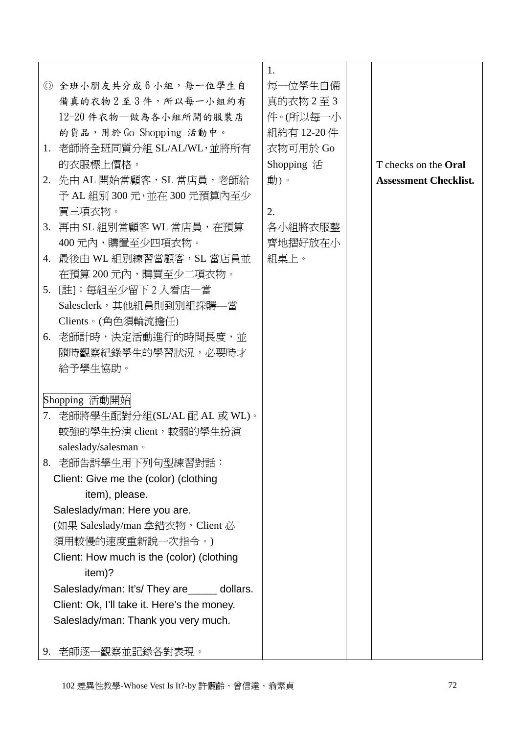| | | | |
|---|---|---|---|
| ◎ 全班小朋友共分成 6 小組，每一位學生自備真的衣物 2 至 3 件，所以每一小組約有 12-20 件衣物—做為各小組所開的服裝店的貨品，用於 Go Shopping 活動中。<br>1. 老師將全班同質分組 SL/AL/WL，並將所有的衣服標上價格。<br>2. 先由 AL 開始當顧客，SL 當店員，老師給予 AL 組別 300 元，並在 300 元預算內至少買三項衣物。<br>3. 再由 SL 組別當顧客 WL 當店員，在預算 400 元內，購置至少四項衣物。<br>4. 最後由 WL 組別練習當顧客，SL 當店員並在預算 200 元內，購買至少二項衣物。<br>5. [註]：每組至少留下 2 人看店—當 Salesclerk，其他組員則到別組採購—當 Clients。(角色須輪流擔任)<br>6. 老師計時，決定活動進行的時間長度，並隨時觀察紀錄學生的學習狀況，必要時才給予學生協助。<br><br>Shopping 活動開始<br>7. 老師將學生配對分組(SL/AL 配 AL 或 WL)。較強的學生扮演 client，較弱的學生扮演 saleslady/salesman。<br>8. 老師告訴學生用下列句型練習對話：<br>Client: Give me the (color) (clothing item), please.<br>Saleslady/man: Here you are.<br>(如果 Saleslady/man 拿錯衣物，Client 必須用較慢的速度重新說一次指令。)<br>Client: How much is the (color) (clothing item)?<br>Saleslady/man: It's/ They are_____ dollars.<br>Client: Ok, I'll take it. Here's the money.<br>Saleslady/man: Thank you very much.<br><br>9. 老師逐一觀察並記錄各對表現。 | 1.<br>每一位學生自備真的衣物 2 至 3 件。(所以每一小組約有 12-20 件衣物可用於 Go Shopping 活動)。<br><br>2.<br>各小組將衣服整齊地摺好放在小組桌上。 | | T checks on the **Oral Assessment Checklist.** |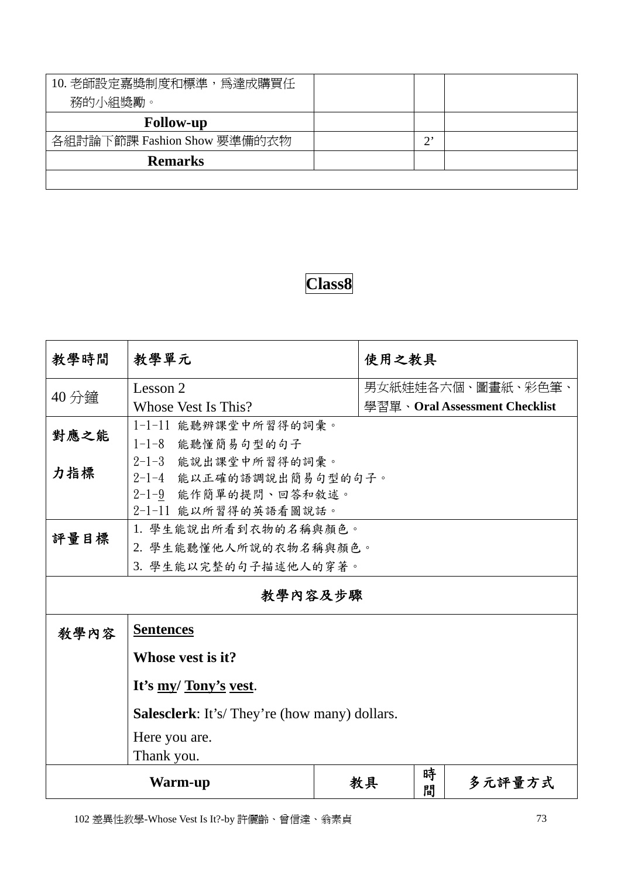| | | | |
|---|---|---|---|
| 10. 老師設定嘉獎制度和標準，為達成購買任務的小組獎勵。 | | | |
| **Follow-up** | | | |
| 各組討論下節課 Fashion Show 要準備的衣物 | | 2’ | |
| **Remarks** | | | |
| | | | |

# Class8

| 教學時間 | 教學單元 | 使用之教具 |
|---|---|---|
| 40 分鐘 | Lesson 2<br>Whose Vest Is This? | 男女紙娃娃各六個、圖畫紙、彩色筆、學習單、**Oral Assessment Checklist** |
| 對應之能力指標 | 1-1-11 能聽辨課堂中所習得的詞彙。<br>1-1-8 能聽懂簡易句型的句子<br>2-1-3 能說出課堂中所習得的詞彙。<br>2-1-4 能以正確的語調說出簡易句型的句子。<br>2-1-9 能作簡單的提問、回答和敘述。<br>2-1-11 能以所習得的英語看圖說話。 | |
| 評量目標 | 1. 學生能說出所看到衣物的名稱與顏色。<br>2. 學生能聽懂他人所說的衣物名稱與顏色。<br>3. 學生能以完整的句子描述他人的穿著。 | |
| **教學內容及步驟** | | |
| 教學內容 | **<u>Sentences</u>**<br>**Whose vest is it?**<br>**It's <u>my</u>/ <u>Tony's</u> <u>vest</u>.**<br>**Salesclerk**: It's/ They're (how many) dollars.<br>Here you are.<br>Thank you. | |

| **Warm-up** | 教具 | 時間 | 多元評量方式 |
|---|---|---|---|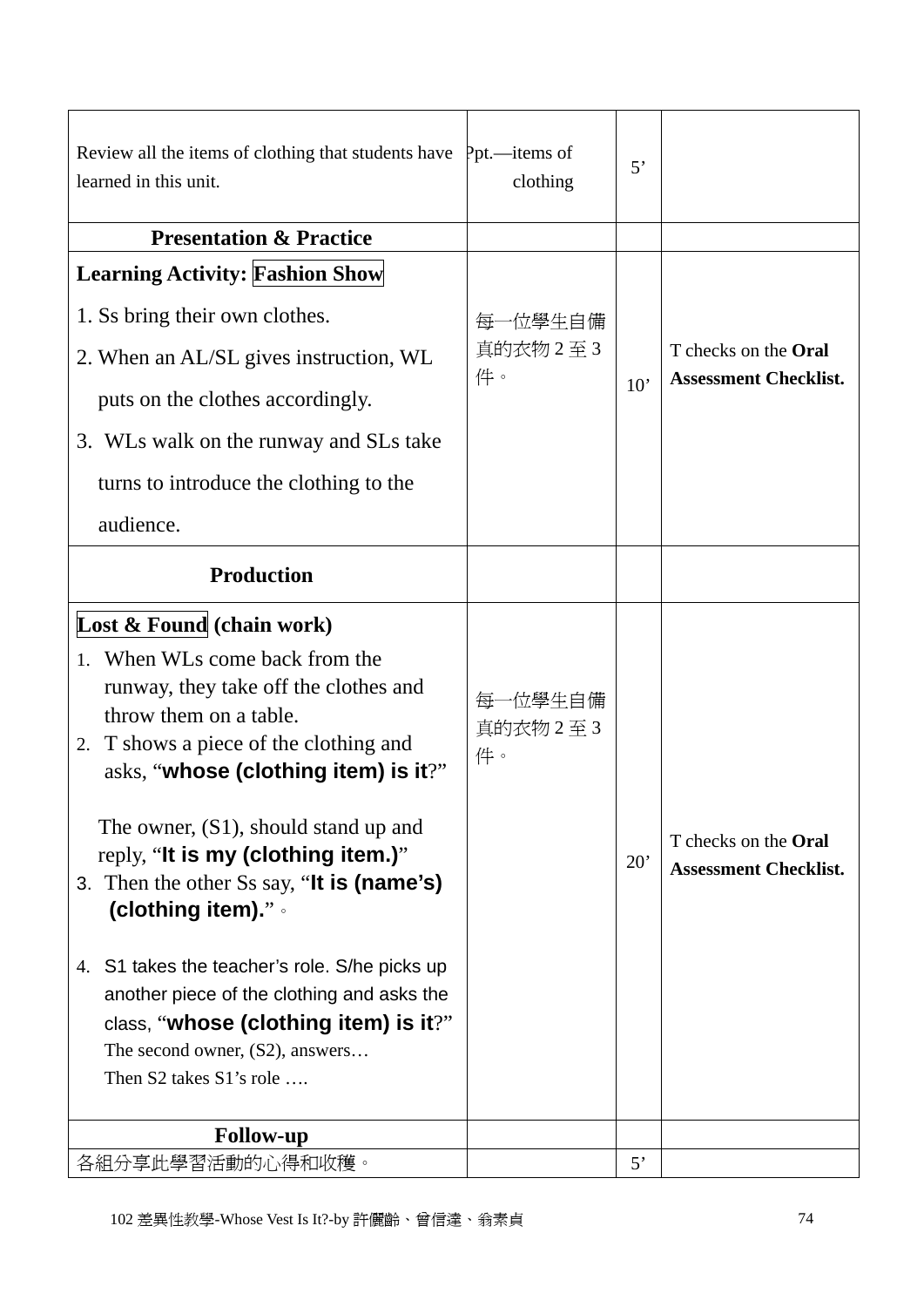| | | | |
|---|---|---|---|
| Review all the items of clothing that students have learned in this unit. | Ppt.—items of clothing | 5’ | |
| **Presentation & Practice** | | | |
| **Learning Activity: Fashion Show**<br>1. Ss bring their own clothes.<br>2. When an AL/SL gives instruction, WL puts on the clothes accordingly.<br>3. WLs walk on the runway and SLs take turns to introduce the clothing to the audience. | 每一位學生自備真的衣物 2 至 3 件。 | 10’ | T checks on the **Oral Assessment Checklist.** |
| **Production** | | | |
| **Lost & Found (chain work)**<br>1. When WLs come back from the runway, they take off the clothes and throw them on a table.<br>2. T shows a piece of the clothing and asks, “**whose (clothing item) is it**?”<br>The owner, (S1), should stand up and reply, “**It is my (clothing item.)**”<br>3. Then the other Ss say, “**It is (name’s) (clothing item).**”。<br>4. S1 takes the teacher’s role. S/he picks up another piece of the clothing and asks the class, “**whose (clothing item) is it**?”<br>The second owner, (S2), answers…<br>Then S2 takes S1’s role …. | 每一位學生自備真的衣物 2 至 3 件。 | 20’ | T checks on the **Oral Assessment Checklist.** |
| **Follow-up** | | | |
| 各組分享此學習活動的心得和收穫。 | | 5’ | |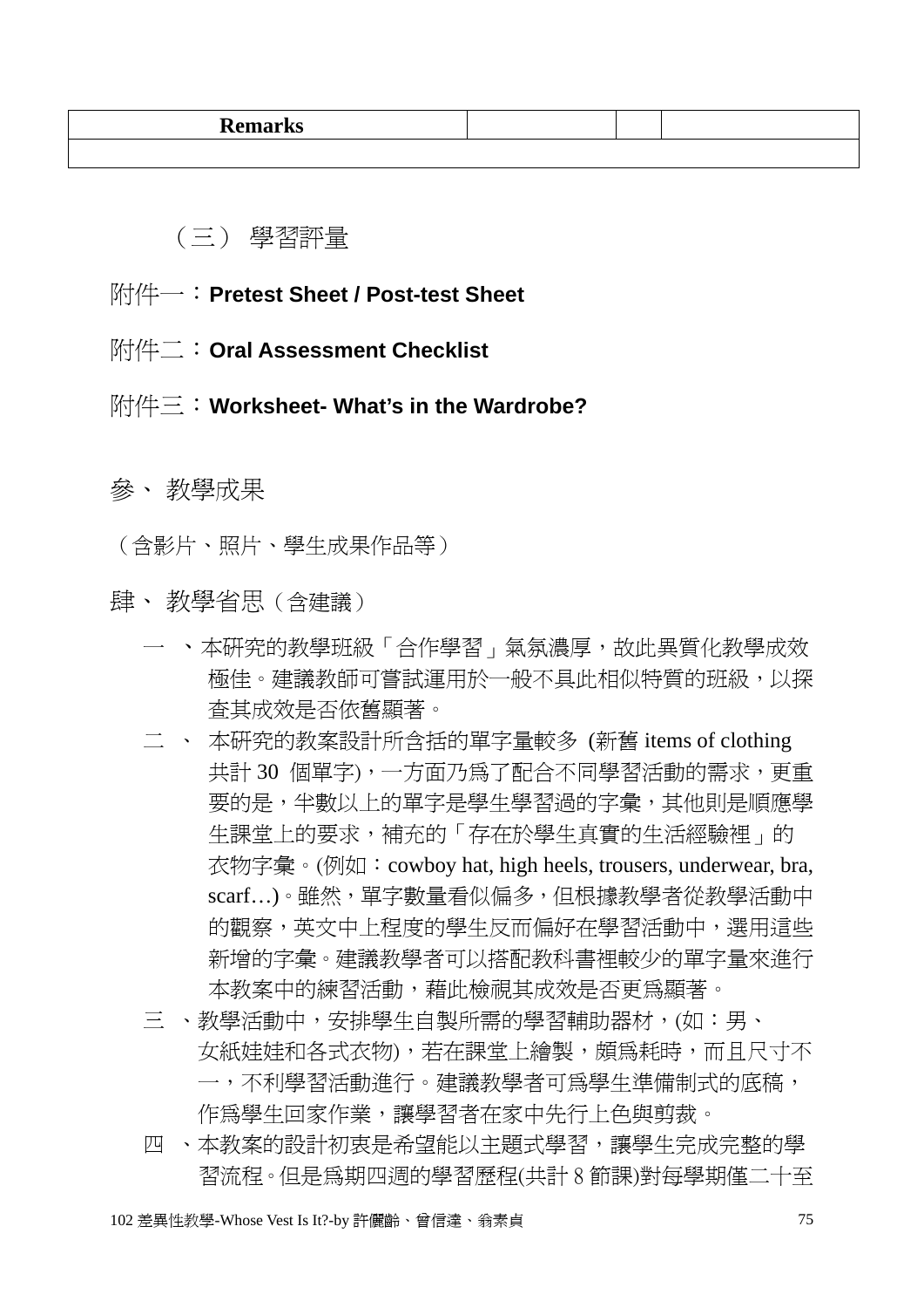| Remarks | | | |
|---|---|---|---|
| | | | |

（三） 學習評量

附件一：**Pretest Sheet / Post-test Sheet**

附件二：**Oral Assessment Checklist**

附件三：**Worksheet- What's in the Wardrobe?**

## 參、 教學成果

（含影片、照片、學生成果作品等）

## 肆、 教學省思（含建議）

一 、本研究的教學班級「合作學習」氣氛濃厚，故此異質化教學成效極佳。建議教師可嘗試運用於一般不具此相似特質的班級，以探查其成效是否依舊顯著。

二 、 本研究的教案設計所含括的單字量較多 (新舊 items of clothing 共計 30 個單字)，一方面乃爲了配合不同學習活動的需求，更重要的是，半數以上的單字是學生學習過的字彙，其他則是順應學生課堂上的要求，補充的「存在於學生真實的生活經驗裡」的衣物字彙。(例如：cowboy hat, high heels, trousers, underwear, bra, scarf…)。雖然，單字數量看似偏多，但根據教學者從教學活動中的觀察，英文中上程度的學生反而偏好在學習活動中，選用這些新增的字彙。建議教學者可以搭配教科書裡較少的單字量來進行本教案中的練習活動，藉此檢視其成效是否更爲顯著。

三 、教學活動中，安排學生自製所需的學習輔助器材，(如：男、女紙娃娃和各式衣物)，若在課堂上繪製，頗爲耗時，而且尺寸不一，不利學習活動進行。建議教學者可爲學生準備制式的底稿，作爲學生回家作業，讓學習者在家中先行上色與剪裁。

四 、本教案的設計初衷是希望能以主題式學習，讓學生完成完整的學習流程。但是爲期四週的學習歷程(共計 8 節課)對每學期僅二十至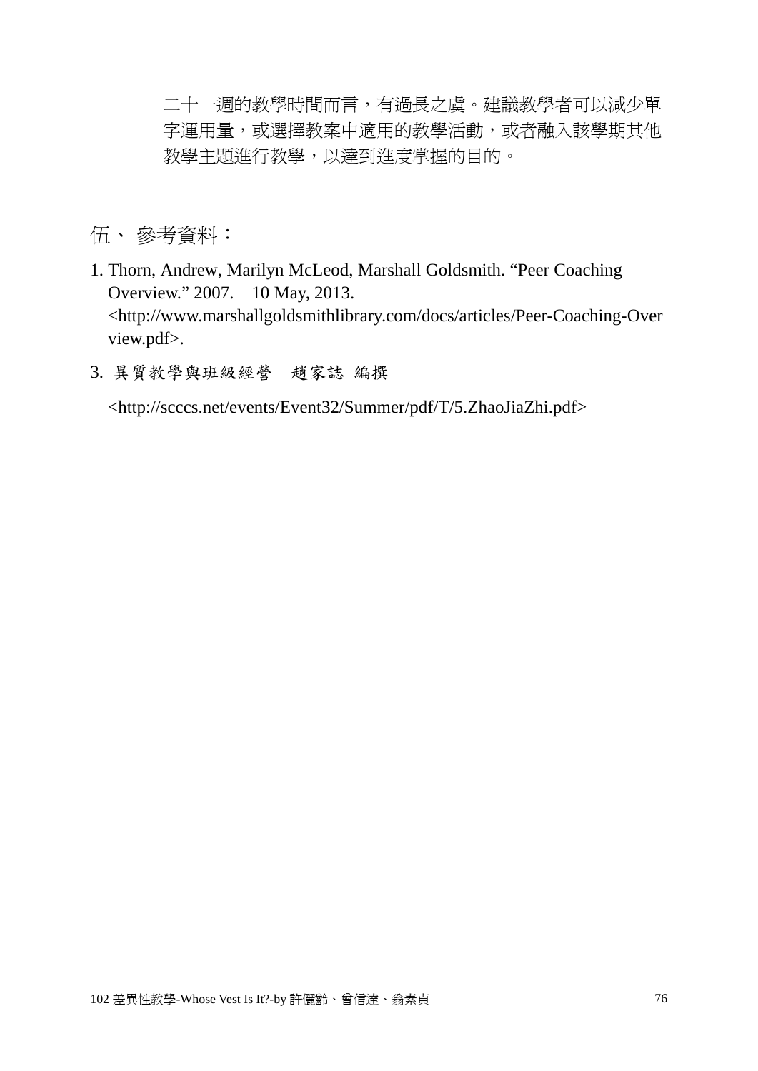二十一週的教學時間而言，有過長之虞。建議教學者可以減少單字運用量，或選擇教案中適用的教學活動，或者融入該學期其他教學主題進行教學，以達到進度掌握的目的。

## 伍、 參考資料：

1. Thorn, Andrew, Marilyn McLeod, Marshall Goldsmith. "Peer Coaching Overview." 2007.　10 May, 2013. <http://www.marshallgoldsmithlibrary.com/docs/articles/Peer-Coaching-Overview.pdf>.

3. 異質教學與班級經營　趙家誌 編撰

   <http://scccs.net/events/Event32/Summer/pdf/T/5.ZhaoJiaZhi.pdf>